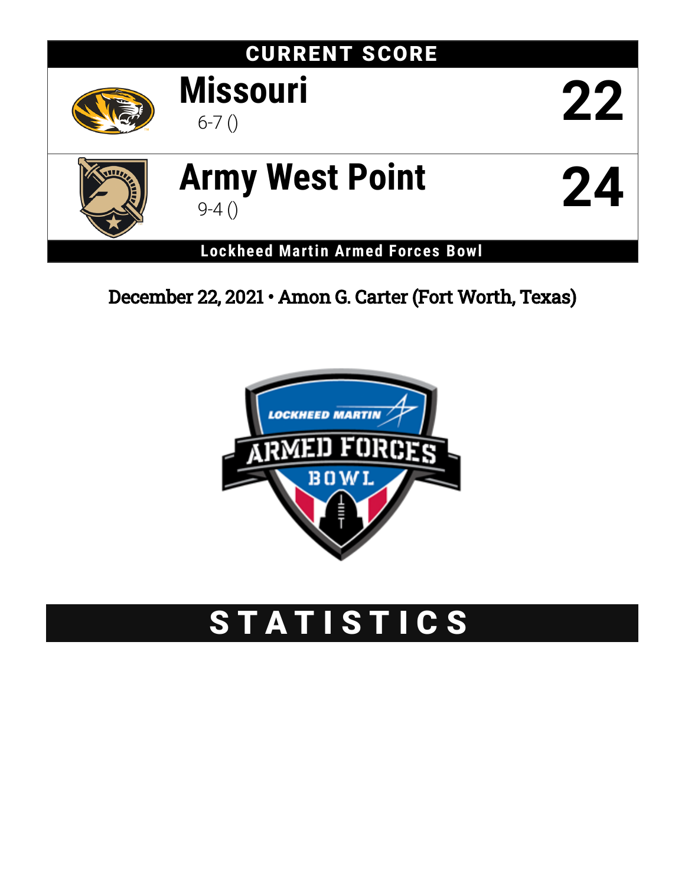## CURRENT SCORE

| | | |
|---|---|---|
| **Missouri** | 6-7 () | **22** |
| **Army West Point** | 9-4 () | **24** |

**Lockheed Martin Armed Forces Bowl**

December 22, 2021 • Amon G. Carter (Fort Worth, Texas)

# STATISTICS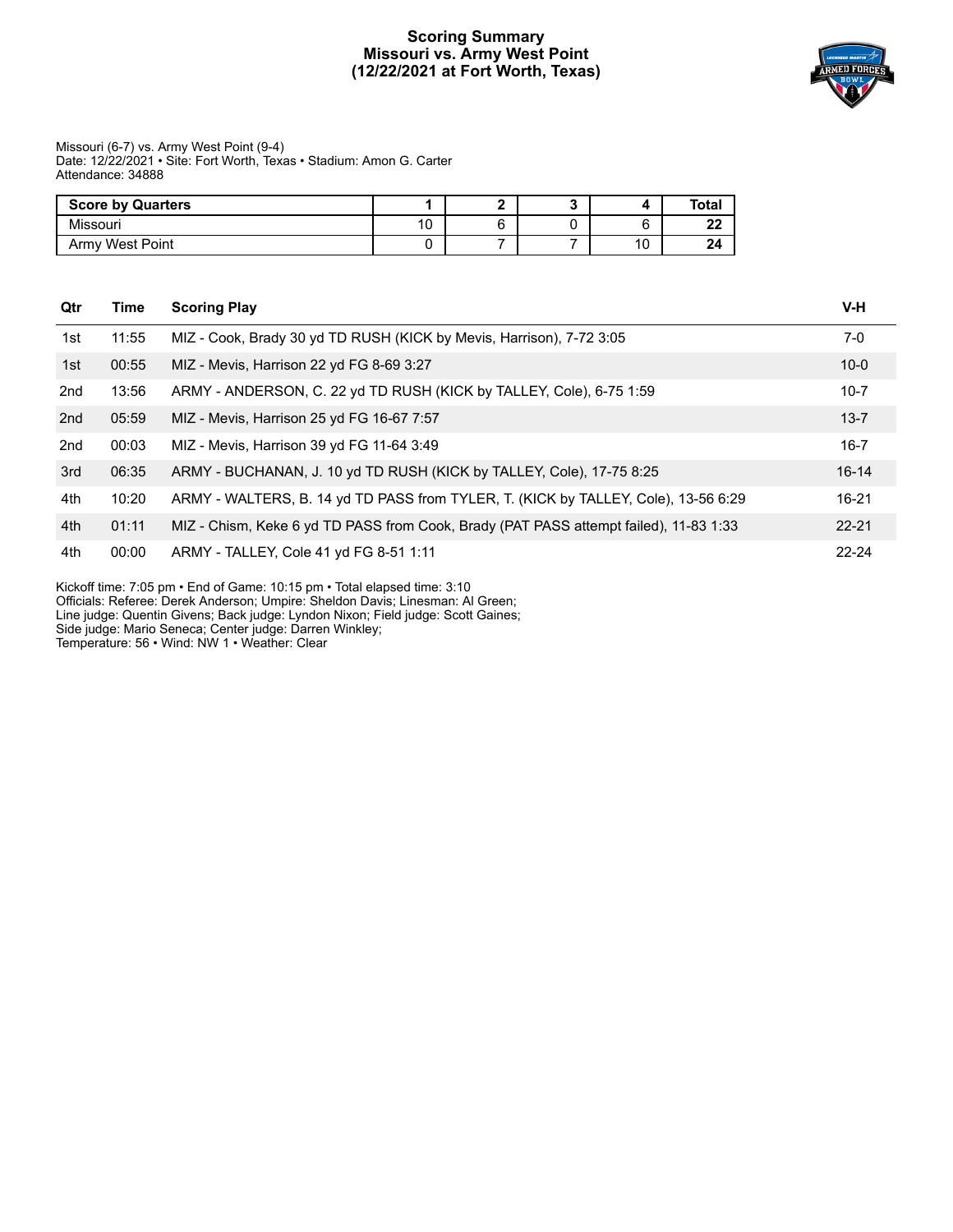# Scoring Summary
## Missouri vs. Army West Point
## (12/22/2021 at Fort Worth, Texas)

Missouri (6-7) vs. Army West Point (9-4)
Date: 12/22/2021 • Site: Fort Worth, Texas • Stadium: Amon G. Carter
Attendance: 34888

| Score by Quarters | 1 | 2 | 3 | 4 | Total |
|---|---|---|---|---|---|
| Missouri | 10 | 6 | 0 | 6 | **22** |
| Army West Point | 0 | 7 | 7 | 10 | **24** |

| Qtr | Time | Scoring Play | V-H |
|---|---|---|---|
| 1st | 11:55 | MIZ - Cook, Brady 30 yd TD RUSH (KICK by Mevis, Harrison), 7-72 3:05 | 7-0 |
| 1st | 00:55 | MIZ - Mevis, Harrison 22 yd FG 8-69 3:27 | 10-0 |
| 2nd | 13:56 | ARMY - ANDERSON, C. 22 yd TD RUSH (KICK by TALLEY, Cole), 6-75 1:59 | 10-7 |
| 2nd | 05:59 | MIZ - Mevis, Harrison 25 yd FG 16-67 7:57 | 13-7 |
| 2nd | 00:03 | MIZ - Mevis, Harrison 39 yd FG 11-64 3:49 | 16-7 |
| 3rd | 06:35 | ARMY - BUCHANAN, J. 10 yd TD RUSH (KICK by TALLEY, Cole), 17-75 8:25 | 16-14 |
| 4th | 10:20 | ARMY - WALTERS, B. 14 yd TD PASS from TYLER, T. (KICK by TALLEY, Cole), 13-56 6:29 | 16-21 |
| 4th | 01:11 | MIZ - Chism, Keke 6 yd TD PASS from Cook, Brady (PAT PASS attempt failed), 11-83 1:33 | 22-21 |
| 4th | 00:00 | ARMY - TALLEY, Cole 41 yd FG 8-51 1:11 | 22-24 |

Kickoff time: 7:05 pm • End of Game: 10:15 pm • Total elapsed time: 3:10
Officials: Referee: Derek Anderson; Umpire: Sheldon Davis; Linesman: Al Green;
Line judge: Quentin Givens; Back judge: Lyndon Nixon; Field judge: Scott Gaines;
Side judge: Mario Seneca; Center judge: Darren Winkley;
Temperature: 56 • Wind: NW 1 • Weather: Clear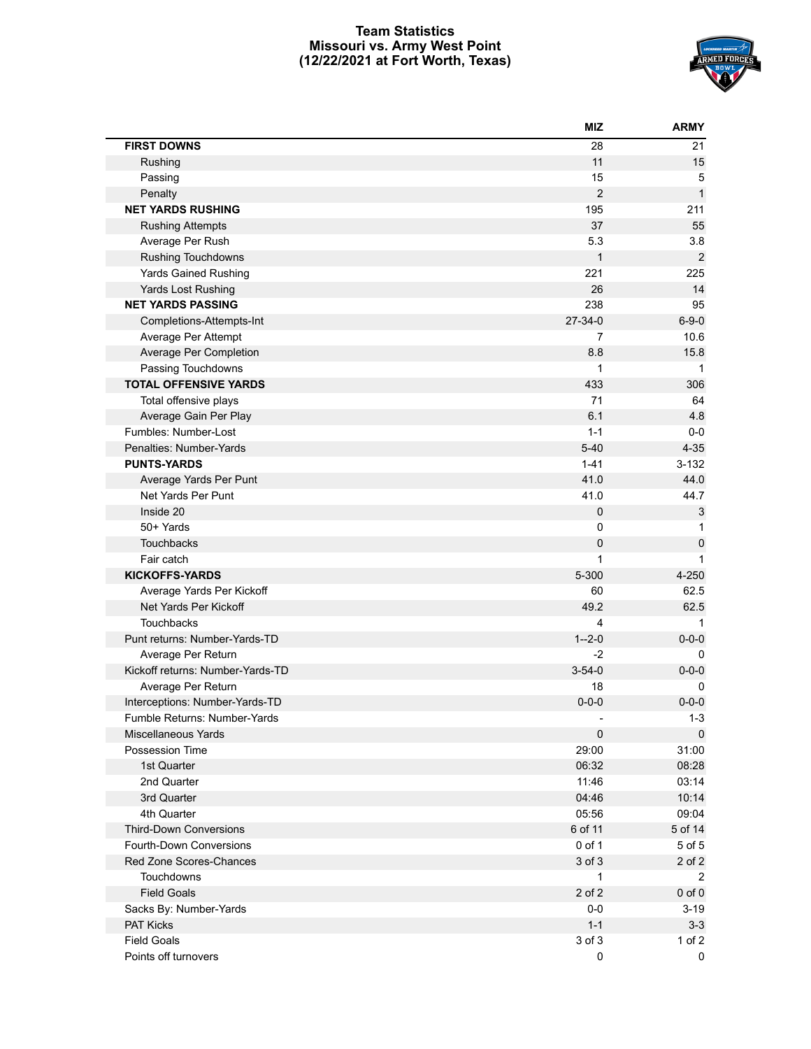## Team Statistics
## Missouri vs. Army West Point
## (12/22/2021 at Fort Worth, Texas)

| | MIZ | ARMY |
|---|---|---|
| **FIRST DOWNS** | 28 | 21 |
| Rushing | 11 | 15 |
| Passing | 15 | 5 |
| Penalty | 2 | 1 |
| **NET YARDS RUSHING** | 195 | 211 |
| Rushing Attempts | 37 | 55 |
| Average Per Rush | 5.3 | 3.8 |
| Rushing Touchdowns | 1 | 2 |
| Yards Gained Rushing | 221 | 225 |
| Yards Lost Rushing | 26 | 14 |
| **NET YARDS PASSING** | 238 | 95 |
| Completions-Attempts-Int | 27-34-0 | 6-9-0 |
| Average Per Attempt | 7 | 10.6 |
| Average Per Completion | 8.8 | 15.8 |
| Passing Touchdowns | 1 | 1 |
| **TOTAL OFFENSIVE YARDS** | 433 | 306 |
| Total offensive plays | 71 | 64 |
| Average Gain Per Play | 6.1 | 4.8 |
| Fumbles: Number-Lost | 1-1 | 0-0 |
| Penalties: Number-Yards | 5-40 | 4-35 |
| **PUNTS-YARDS** | 1-41 | 3-132 |
| Average Yards Per Punt | 41.0 | 44.0 |
| Net Yards Per Punt | 41.0 | 44.7 |
| Inside 20 | 0 | 3 |
| 50+ Yards | 0 | 1 |
| Touchbacks | 0 | 0 |
| Fair catch | 1 | 1 |
| **KICKOFFS-YARDS** | 5-300 | 4-250 |
| Average Yards Per Kickoff | 60 | 62.5 |
| Net Yards Per Kickoff | 49.2 | 62.5 |
| Touchbacks | 4 | 1 |
| Punt returns: Number-Yards-TD | 1--2-0 | 0-0-0 |
| Average Per Return | -2 | 0 |
| Kickoff returns: Number-Yards-TD | 3-54-0 | 0-0-0 |
| Average Per Return | 18 | 0 |
| Interceptions: Number-Yards-TD | 0-0-0 | 0-0-0 |
| Fumble Returns: Number-Yards | - | 1-3 |
| Miscellaneous Yards | 0 | 0 |
| Possession Time | 29:00 | 31:00 |
| 1st Quarter | 06:32 | 08:28 |
| 2nd Quarter | 11:46 | 03:14 |
| 3rd Quarter | 04:46 | 10:14 |
| 4th Quarter | 05:56 | 09:04 |
| Third-Down Conversions | 6 of 11 | 5 of 14 |
| Fourth-Down Conversions | 0 of 1 | 5 of 5 |
| Red Zone Scores-Chances | 3 of 3 | 2 of 2 |
| Touchdowns | 1 | 2 |
| Field Goals | 2 of 2 | 0 of 0 |
| Sacks By: Number-Yards | 0-0 | 3-19 |
| PAT Kicks | 1-1 | 3-3 |
| Field Goals | 3 of 3 | 1 of 2 |
| Points off turnovers | 0 | 0 |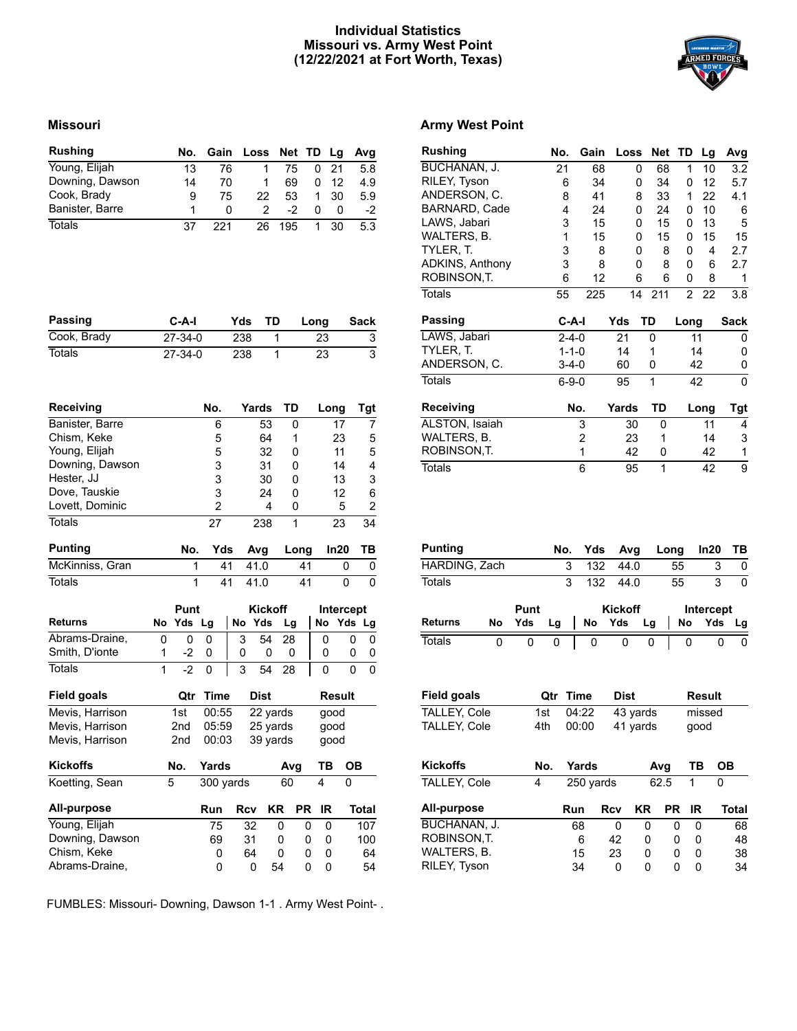# Individual Statistics
## Missouri vs. Army West Point
## (12/22/2021 at Fort Worth, Texas)

## Missouri

| Rushing | No. | Gain | Loss | Net | TD | Lg | Avg |
|---|---|---|---|---|---|---|---|
| Young, Elijah | 13 | 76 | 1 | 75 | 0 | 21 | 5.8 |
| Downing, Dawson | 14 | 70 | 1 | 69 | 0 | 12 | 4.9 |
| Cook, Brady | 9 | 75 | 22 | 53 | 1 | 30 | 5.9 |
| Banister, Barre | 1 | 0 | 2 | -2 | 0 | 0 | -2 |
| Totals | 37 | 221 | 26 | 195 | 1 | 30 | 5.3 |

| Passing | C-A-I | Yds | TD | Long | Sack |
|---|---|---|---|---|---|
| Cook, Brady | 27-34-0 | 238 | 1 | 23 | 3 |
| Totals | 27-34-0 | 238 | 1 | 23 | 3 |

| Receiving | No. | Yards | TD | Long | Tgt |
|---|---|---|---|---|---|
| Banister, Barre | 6 | 53 | 0 | 17 | 7 |
| Chism, Keke | 5 | 64 | 1 | 23 | 5 |
| Young, Elijah | 5 | 32 | 0 | 11 | 5 |
| Downing, Dawson | 3 | 31 | 0 | 14 | 4 |
| Hester, JJ | 3 | 30 | 0 | 13 | 3 |
| Dove, Tauskie | 3 | 24 | 0 | 12 | 6 |
| Lovett, Dominic | 2 | 4 | 0 | 5 | 2 |
| Totals | 27 | 238 | 1 | 23 | 34 |

| Punting | No. | Yds | Avg | Long | In20 | TB |
|---|---|---|---|---|---|---|
| McKinniss, Gran | 1 | 41 | 41.0 | 41 | 0 | 0 |
| Totals | 1 | 41 | 41.0 | 41 | 0 | 0 |

| | Punt | | | Kickoff | | | Intercept | | |
|---|---|---|---|---|---|---|---|---|---|
| Returns | No | Yds | Lg | No | Yds | Lg | No | Yds | Lg |
| Abrams-Draine, | 0 | 0 | 0 | 3 | 54 | 28 | 0 | 0 | 0 |
| Smith, D'ionte | 1 | -2 | 0 | 0 | 0 | 0 | 0 | 0 | 0 |
| Totals | 1 | -2 | 0 | 3 | 54 | 28 | 0 | 0 | 0 |

| Field goals | Qtr | Time | Dist | Result |
|---|---|---|---|---|
| Mevis, Harrison | 1st | 00:55 | 22 yards | good |
| Mevis, Harrison | 2nd | 05:59 | 25 yards | good |
| Mevis, Harrison | 2nd | 00:03 | 39 yards | good |

| Kickoffs | No. | Yards | Avg | TB | OB |
|---|---|---|---|---|---|
| Koetting, Sean | 5 | 300 yards | 60 | 4 | 0 |

| All-purpose | Run | Rcv | KR | PR | IR | Total |
|---|---|---|---|---|---|---|
| Young, Elijah | 75 | 32 | 0 | 0 | 0 | 107 |
| Downing, Dawson | 69 | 31 | 0 | 0 | 0 | 100 |
| Chism, Keke | 0 | 64 | 0 | 0 | 0 | 64 |
| Abrams-Draine, | 0 | 0 | 54 | 0 | 0 | 54 |

## Army West Point

| Rushing | No. | Gain | Loss | Net | TD | Lg | Avg |
|---|---|---|---|---|---|---|---|
| BUCHANAN, J. | 21 | 68 | 0 | 68 | 1 | 10 | 3.2 |
| RILEY, Tyson | 6 | 34 | 0 | 34 | 0 | 12 | 5.7 |
| ANDERSON, C. | 8 | 41 | 8 | 33 | 1 | 22 | 4.1 |
| BARNARD, Cade | 4 | 24 | 0 | 24 | 0 | 10 | 6 |
| LAWS, Jabari | 3 | 15 | 0 | 15 | 0 | 13 | 5 |
| WALTERS, B. | 1 | 15 | 0 | 15 | 0 | 15 | 15 |
| TYLER, T. | 3 | 8 | 0 | 8 | 0 | 4 | 2.7 |
| ADKINS, Anthony | 3 | 8 | 0 | 8 | 0 | 6 | 2.7 |
| ROBINSON,T. | 6 | 12 | 6 | 6 | 0 | 8 | 1 |
| Totals | 55 | 225 | 14 | 211 | 2 | 22 | 3.8 |

| Passing | C-A-I | Yds | TD | Long | Sack |
|---|---|---|---|---|---|
| LAWS, Jabari | 2-4-0 | 21 | 0 | 11 | 0 |
| TYLER, T. | 1-1-0 | 14 | 1 | 14 | 0 |
| ANDERSON, C. | 3-4-0 | 60 | 0 | 42 | 0 |
| Totals | 6-9-0 | 95 | 1 | 42 | 0 |

| Receiving | No. | Yards | TD | Long | Tgt |
|---|---|---|---|---|---|
| ALSTON, Isaiah | 3 | 30 | 0 | 11 | 4 |
| WALTERS, B. | 2 | 23 | 1 | 14 | 3 |
| ROBINSON,T. | 1 | 42 | 0 | 42 | 1 |
| Totals | 6 | 95 | 1 | 42 | 9 |

| Punting | No. | Yds | Avg | Long | In20 | TB |
|---|---|---|---|---|---|---|
| HARDING, Zach | 3 | 132 | 44.0 | 55 | 3 | 0 |
| Totals | 3 | 132 | 44.0 | 55 | 3 | 0 |

| | Punt | | | Kickoff | | | Intercept | | |
|---|---|---|---|---|---|---|---|---|---|
| Returns | No | Yds | Lg | No | Yds | Lg | No | Yds | Lg |
| Totals | 0 | 0 | 0 | 0 | 0 | 0 | 0 | 0 | 0 |

| Field goals | Qtr | Time | Dist | Result |
|---|---|---|---|---|
| TALLEY, Cole | 1st | 04:22 | 43 yards | missed |
| TALLEY, Cole | 4th | 00:00 | 41 yards | good |

| Kickoffs | No. | Yards | Avg | TB | OB |
|---|---|---|---|---|---|
| TALLEY, Cole | 4 | 250 yards | 62.5 | 1 | 0 |

| All-purpose | Run | Rcv | KR | PR | IR | Total |
|---|---|---|---|---|---|---|
| BUCHANAN, J. | 68 | 0 | 0 | 0 | 0 | 68 |
| ROBINSON,T. | 6 | 42 | 0 | 0 | 0 | 48 |
| WALTERS, B. | 15 | 23 | 0 | 0 | 0 | 38 |
| RILEY, Tyson | 34 | 0 | 0 | 0 | 0 | 34 |

FUMBLES: Missouri- Downing, Dawson 1-1 . Army West Point- .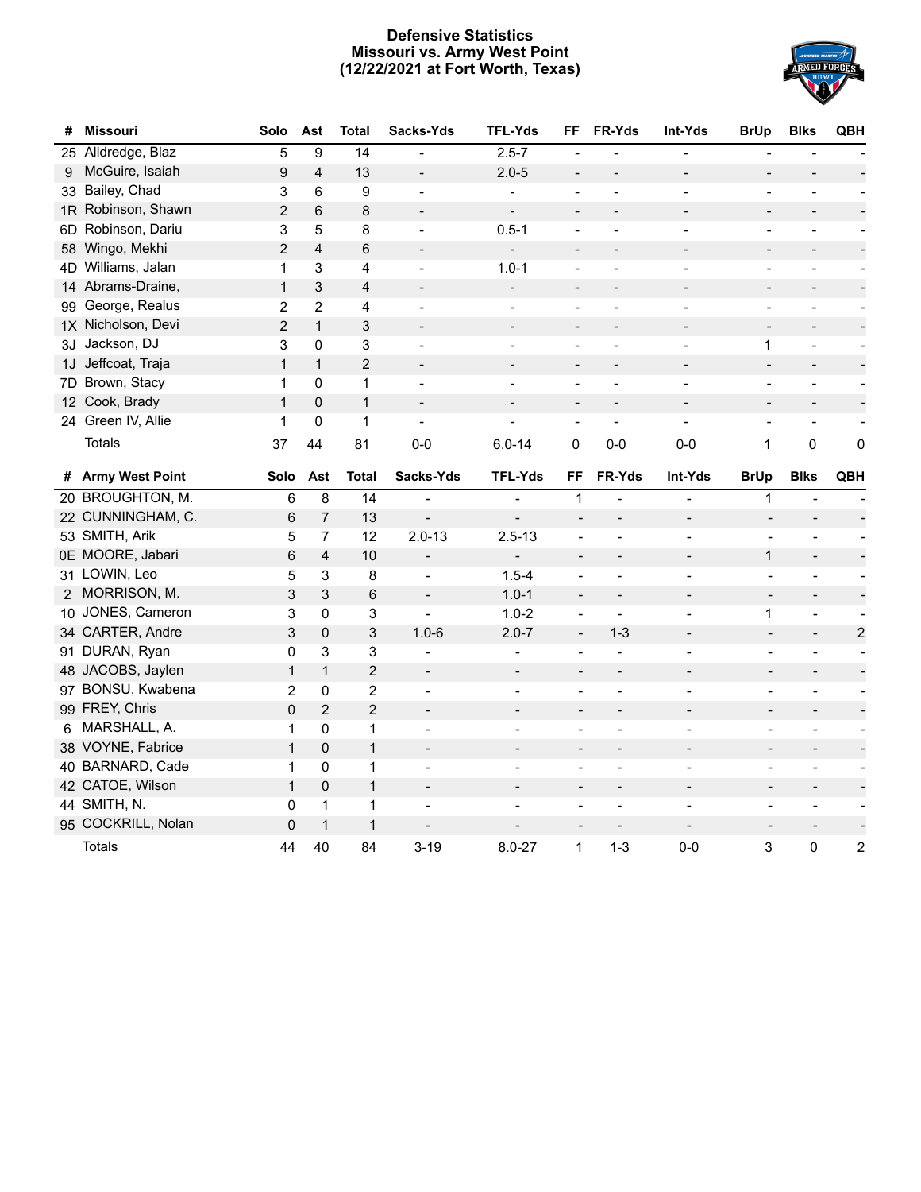# Defensive Statistics
## Missouri vs. Army West Point
## (12/22/2021 at Fort Worth, Texas)

| # | Missouri | Solo | Ast | Total | Sacks-Yds | TFL-Yds | FF | FR-Yds | Int-Yds | BrUp | Blks | QBH |
|---|---|---|---|---|---|---|---|---|---|---|---|---|
| 25 | Alldredge, Blaz | 5 | 9 | 14 | - | 2.5-7 | - | - | - | - | - | - |
| 9 | McGuire, Isaiah | 9 | 4 | 13 | - | 2.0-5 | - | - | - | - | - | - |
| 33 | Bailey, Chad | 3 | 6 | 9 | - | - | - | - | - | - | - | - |
| 1R | Robinson, Shawn | 2 | 6 | 8 | - | - | - | - | - | - | - | - |
| 6D | Robinson, Dariu | 3 | 5 | 8 | - | 0.5-1 | - | - | - | - | - | - |
| 58 | Wingo, Mekhi | 2 | 4 | 6 | - | - | - | - | - | - | - | - |
| 4D | Williams, Jalan | 1 | 3 | 4 | - | 1.0-1 | - | - | - | - | - | - |
| 14 | Abrams-Draine, | 1 | 3 | 4 | - | - | - | - | - | - | - | - |
| 99 | George, Realus | 2 | 2 | 4 | - | - | - | - | - | - | - | - |
| 1X | Nicholson, Devi | 2 | 1 | 3 | - | - | - | - | - | - | - | - |
| 3J | Jackson, DJ | 3 | 0 | 3 | - | - | - | - | - | 1 | - | - |
| 1J | Jeffcoat, Traja | 1 | 1 | 2 | - | - | - | - | - | - | - | - |
| 7D | Brown, Stacy | 1 | 0 | 1 | - | - | - | - | - | - | - | - |
| 12 | Cook, Brady | 1 | 0 | 1 | - | - | - | - | - | - | - | - |
| 24 | Green IV, Allie | 1 | 0 | 1 | - | - | - | - | - | - | - | - |
| | Totals | 37 | 44 | 81 | 0-0 | 6.0-14 | 0 | 0-0 | 0-0 | 1 | 0 | 0 |

| # | Army West Point | Solo | Ast | Total | Sacks-Yds | TFL-Yds | FF | FR-Yds | Int-Yds | BrUp | Blks | QBH |
|---|---|---|---|---|---|---|---|---|---|---|---|---|
| 20 | BROUGHTON, M. | 6 | 8 | 14 | - | - | 1 | - | - | 1 | - | - |
| 22 | CUNNINGHAM, C. | 6 | 7 | 13 | - | - | - | - | - | - | - | - |
| 53 | SMITH, Arik | 5 | 7 | 12 | 2.0-13 | 2.5-13 | - | - | - | - | - | - |
| 0E | MOORE, Jabari | 6 | 4 | 10 | - | - | - | - | - | 1 | - | - |
| 31 | LOWIN, Leo | 5 | 3 | 8 | - | 1.5-4 | - | - | - | - | - | - |
| 2 | MORRISON, M. | 3 | 3 | 6 | - | 1.0-1 | - | - | - | - | - | - |
| 10 | JONES, Cameron | 3 | 0 | 3 | - | 1.0-2 | - | - | - | 1 | - | - |
| 34 | CARTER, Andre | 3 | 0 | 3 | 1.0-6 | 2.0-7 | - | 1-3 | - | - | - | 2 |
| 91 | DURAN, Ryan | 0 | 3 | 3 | - | - | - | - | - | - | - | - |
| 48 | JACOBS, Jaylen | 1 | 1 | 2 | - | - | - | - | - | - | - | - |
| 97 | BONSU, Kwabena | 2 | 0 | 2 | - | - | - | - | - | - | - | - |
| 99 | FREY, Chris | 0 | 2 | 2 | - | - | - | - | - | - | - | - |
| 6 | MARSHALL, A. | 1 | 0 | 1 | - | - | - | - | - | - | - | - |
| 38 | VOYNE, Fabrice | 1 | 0 | 1 | - | - | - | - | - | - | - | - |
| 40 | BARNARD, Cade | 1 | 0 | 1 | - | - | - | - | - | - | - | - |
| 42 | CATOE, Wilson | 1 | 0 | 1 | - | - | - | - | - | - | - | - |
| 44 | SMITH, N. | 0 | 1 | 1 | - | - | - | - | - | - | - | - |
| 95 | COCKRILL, Nolan | 0 | 1 | 1 | - | - | - | - | - | - | - | - |
| | Totals | 44 | 40 | 84 | 3-19 | 8.0-27 | 1 | 1-3 | 0-0 | 3 | 0 | 2 |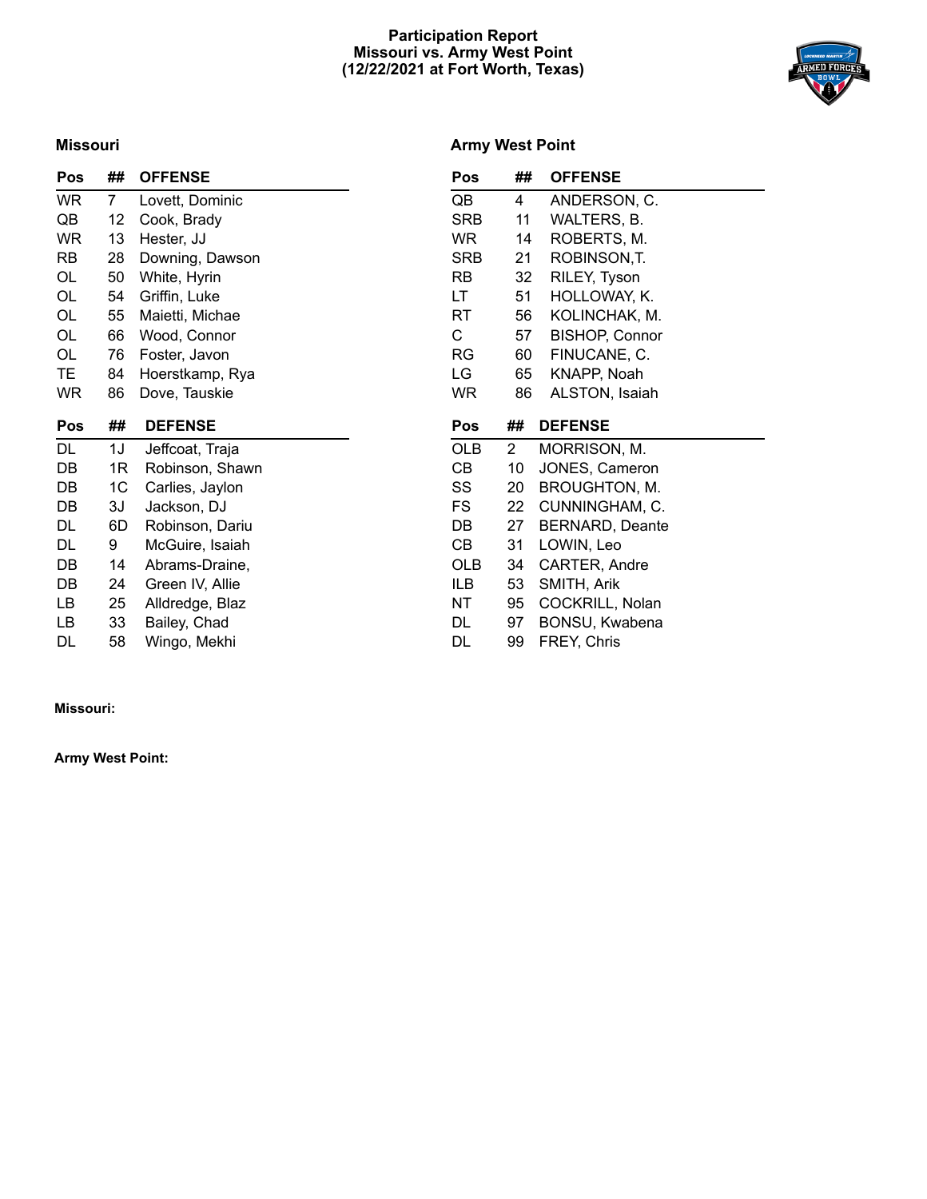**Participation Report**
**Missouri vs. Army West Point**
**(12/22/2021 at Fort Worth, Texas)**

### Missouri

| Pos | ## | OFFENSE |
|---|---|---|
| WR | 7 | Lovett, Dominic |
| QB | 12 | Cook, Brady |
| WR | 13 | Hester, JJ |
| RB | 28 | Downing, Dawson |
| OL | 50 | White, Hyrin |
| OL | 54 | Griffin, Luke |
| OL | 55 | Maietti, Michae |
| OL | 66 | Wood, Connor |
| OL | 76 | Foster, Javon |
| TE | 84 | Hoerstkamp, Rya |
| WR | 86 | Dove, Tauskie |

| Pos | ## | DEFENSE |
|---|---|---|
| DL | 1J | Jeffcoat, Traja |
| DB | 1R | Robinson, Shawn |
| DB | 1C | Carlies, Jaylon |
| DB | 3J | Jackson, DJ |
| DL | 6D | Robinson, Dariu |
| DL | 9 | McGuire, Isaiah |
| DB | 14 | Abrams-Draine, |
| DB | 24 | Green IV, Allie |
| LB | 25 | Alldredge, Blaz |
| LB | 33 | Bailey, Chad |
| DL | 58 | Wingo, Mekhi |

### Army West Point

| Pos | ## | OFFENSE |
|---|---|---|
| QB | 4 | ANDERSON, C. |
| SRB | 11 | WALTERS, B. |
| WR | 14 | ROBERTS, M. |
| SRB | 21 | ROBINSON,T. |
| RB | 32 | RILEY, Tyson |
| LT | 51 | HOLLOWAY, K. |
| RT | 56 | KOLINCHAK, M. |
| C | 57 | BISHOP, Connor |
| RG | 60 | FINUCANE, C. |
| LG | 65 | KNAPP, Noah |
| WR | 86 | ALSTON, Isaiah |

| Pos | ## | DEFENSE |
|---|---|---|
| OLB | 2 | MORRISON, M. |
| CB | 10 | JONES, Cameron |
| SS | 20 | BROUGHTON, M. |
| FS | 22 | CUNNINGHAM, C. |
| DB | 27 | BERNARD, Deante |
| CB | 31 | LOWIN, Leo |
| OLB | 34 | CARTER, Andre |
| ILB | 53 | SMITH, Arik |
| NT | 95 | COCKRILL, Nolan |
| DL | 97 | BONSU, Kwabena |
| DL | 99 | FREY, Chris |

**Missouri:**

**Army West Point:**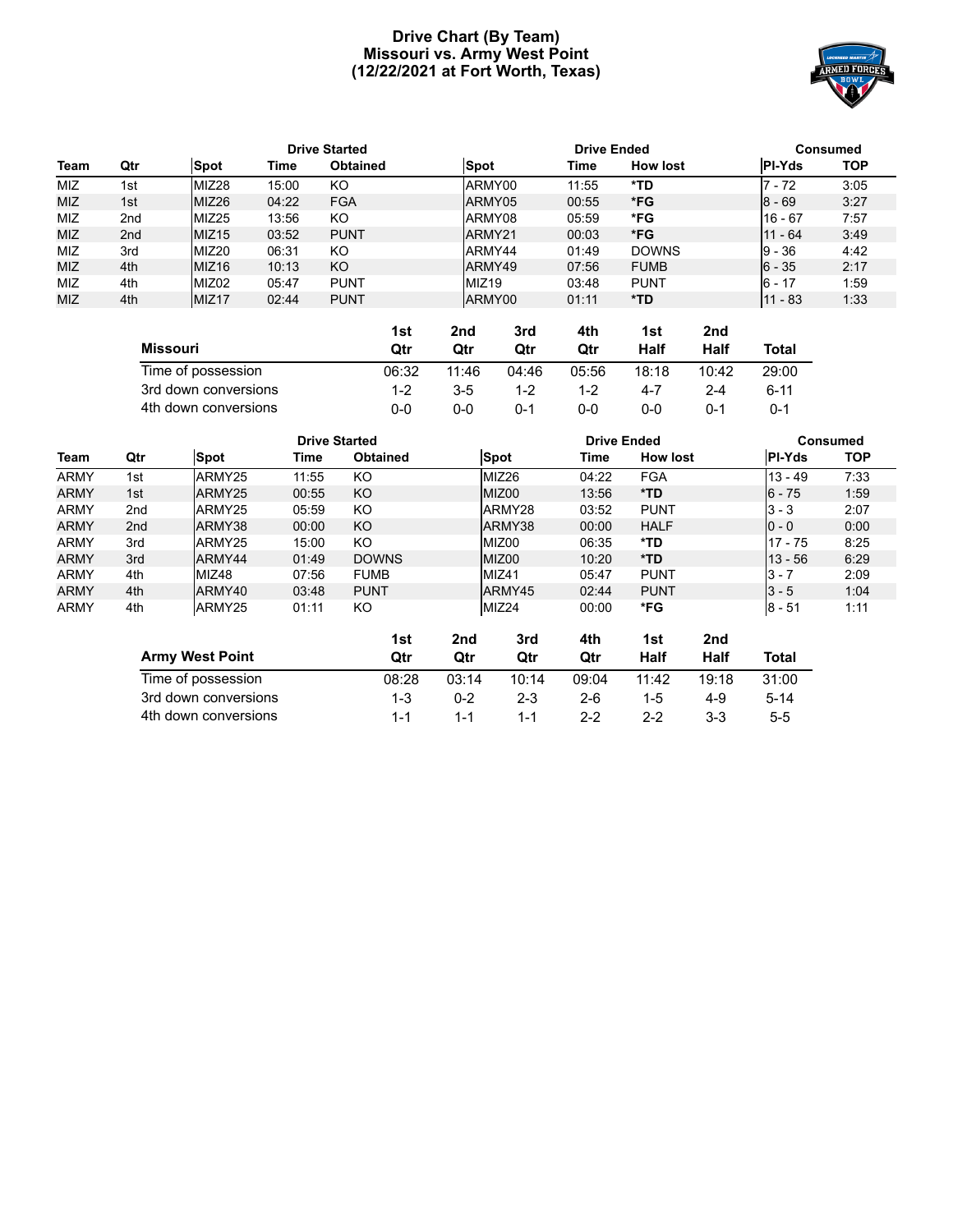# Drive Chart (By Team)
## Missouri vs. Army West Point
## (12/22/2021 at Fort Worth, Texas)

| | | Drive Started | | | Drive Ended | | | Consumed | |
|---|---|---|---|---|---|---|---|---|---|
| **Team** | **Qtr** | **Spot** | **Time** | **Obtained** | **Spot** | **Time** | **How lost** | **Pl-Yds** | **TOP** |
| MIZ | 1st | MIZ28 | 15:00 | KO | ARMY00 | 11:55 | ***TD** | 7 - 72 | 3:05 |
| MIZ | 1st | MIZ26 | 04:22 | FGA | ARMY05 | 00:55 | ***FG** | 8 - 69 | 3:27 |
| MIZ | 2nd | MIZ25 | 13:56 | KO | ARMY08 | 05:59 | ***FG** | 16 - 67 | 7:57 |
| MIZ | 2nd | MIZ15 | 03:52 | PUNT | ARMY21 | 00:03 | ***FG** | 11 - 64 | 3:49 |
| MIZ | 3rd | MIZ20 | 06:31 | KO | ARMY44 | 01:49 | DOWNS | 9 - 36 | 4:42 |
| MIZ | 4th | MIZ16 | 10:13 | KO | ARMY49 | 07:56 | FUMB | 6 - 35 | 2:17 |
| MIZ | 4th | MIZ02 | 05:47 | PUNT | MIZ19 | 03:48 | PUNT | 6 - 17 | 1:59 |
| MIZ | 4th | MIZ17 | 02:44 | PUNT | ARMY00 | 01:11 | ***TD** | 11 - 83 | 1:33 |

| **Missouri** | **1st Qtr** | **2nd Qtr** | **3rd Qtr** | **4th Qtr** | **1st Half** | **2nd Half** | **Total** |
|---|---|---|---|---|---|---|---|
| Time of possession | 06:32 | 11:46 | 04:46 | 05:56 | 18:18 | 10:42 | 29:00 |
| 3rd down conversions | 1-2 | 3-5 | 1-2 | 1-2 | 4-7 | 2-4 | 6-11 |
| 4th down conversions | 0-0 | 0-0 | 0-1 | 0-0 | 0-0 | 0-1 | 0-1 |

| | | Drive Started | | | Drive Ended | | | Consumed | |
|---|---|---|---|---|---|---|---|---|---|
| **Team** | **Qtr** | **Spot** | **Time** | **Obtained** | **Spot** | **Time** | **How lost** | **Pl-Yds** | **TOP** |
| ARMY | 1st | ARMY25 | 11:55 | KO | MIZ26 | 04:22 | FGA | 13 - 49 | 7:33 |
| ARMY | 1st | ARMY25 | 00:55 | KO | MIZ00 | 13:56 | ***TD** | 6 - 75 | 1:59 |
| ARMY | 2nd | ARMY25 | 05:59 | KO | ARMY28 | 03:52 | PUNT | 3 - 3 | 2:07 |
| ARMY | 2nd | ARMY38 | 00:00 | KO | ARMY38 | 00:00 | HALF | 0 - 0 | 0:00 |
| ARMY | 3rd | ARMY25 | 15:00 | KO | MIZ00 | 06:35 | ***TD** | 17 - 75 | 8:25 |
| ARMY | 3rd | ARMY44 | 01:49 | DOWNS | MIZ00 | 10:20 | ***TD** | 13 - 56 | 6:29 |
| ARMY | 4th | MIZ48 | 07:56 | FUMB | MIZ41 | 05:47 | PUNT | 3 - 7 | 2:09 |
| ARMY | 4th | ARMY40 | 03:48 | PUNT | ARMY45 | 02:44 | PUNT | 3 - 5 | 1:04 |
| ARMY | 4th | ARMY25 | 01:11 | KO | MIZ24 | 00:00 | ***FG** | 8 - 51 | 1:11 |

| **Army West Point** | **1st Qtr** | **2nd Qtr** | **3rd Qtr** | **4th Qtr** | **1st Half** | **2nd Half** | **Total** |
|---|---|---|---|---|---|---|---|
| Time of possession | 08:28 | 03:14 | 10:14 | 09:04 | 11:42 | 19:18 | 31:00 |
| 3rd down conversions | 1-3 | 0-2 | 2-3 | 2-6 | 1-5 | 4-9 | 5-14 |
| 4th down conversions | 1-1 | 1-1 | 1-1 | 2-2 | 2-2 | 3-3 | 5-5 |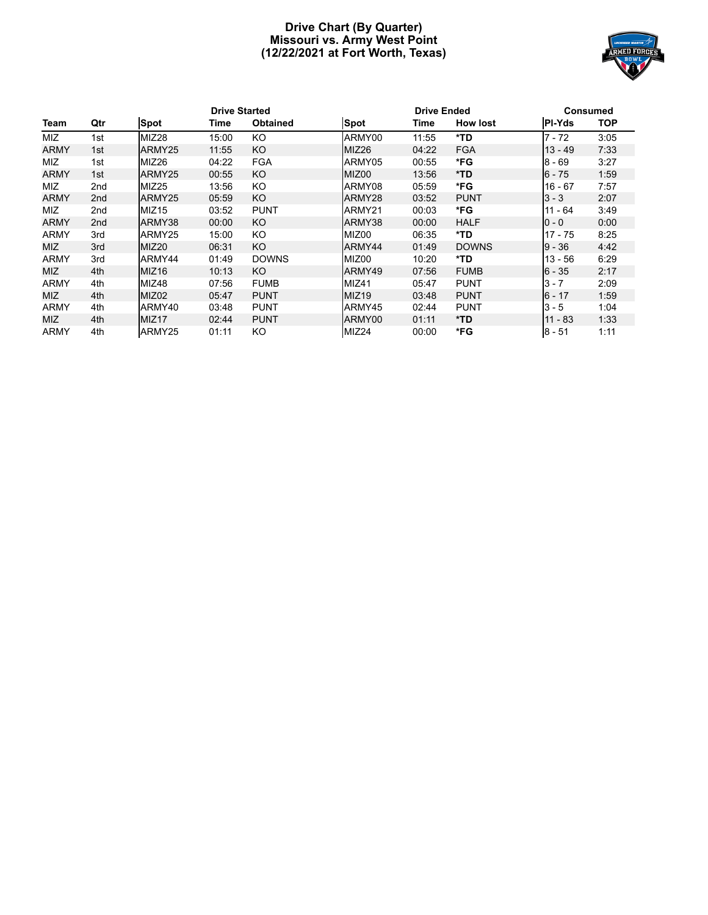# Drive Chart (By Quarter)
## Missouri vs. Army West Point
## (12/22/2021 at Fort Worth, Texas)

| | | Drive Started | | | Drive Ended | | | Consumed | |
|---|---|---|---|---|---|---|---|---|---|
| **Team** | **Qtr** | **Spot** | **Time** | **Obtained** | **Spot** | **Time** | **How lost** | **Pl-Yds** | **TOP** |
| MIZ | 1st | MIZ28 | 15:00 | KO | ARMY00 | 11:55 | ***TD** | 7 - 72 | 3:05 |
| ARMY | 1st | ARMY25 | 11:55 | KO | MIZ26 | 04:22 | FGA | 13 - 49 | 7:33 |
| MIZ | 1st | MIZ26 | 04:22 | FGA | ARMY05 | 00:55 | ***FG** | 8 - 69 | 3:27 |
| ARMY | 1st | ARMY25 | 00:55 | KO | MIZ00 | 13:56 | ***TD** | 6 - 75 | 1:59 |
| MIZ | 2nd | MIZ25 | 13:56 | KO | ARMY08 | 05:59 | ***FG** | 16 - 67 | 7:57 |
| ARMY | 2nd | ARMY25 | 05:59 | KO | ARMY28 | 03:52 | PUNT | 3 - 3 | 2:07 |
| MIZ | 2nd | MIZ15 | 03:52 | PUNT | ARMY21 | 00:03 | ***FG** | 11 - 64 | 3:49 |
| ARMY | 2nd | ARMY38 | 00:00 | KO | ARMY38 | 00:00 | HALF | 0 - 0 | 0:00 |
| ARMY | 3rd | ARMY25 | 15:00 | KO | MIZ00 | 06:35 | ***TD** | 17 - 75 | 8:25 |
| MIZ | 3rd | MIZ20 | 06:31 | KO | ARMY44 | 01:49 | DOWNS | 9 - 36 | 4:42 |
| ARMY | 3rd | ARMY44 | 01:49 | DOWNS | MIZ00 | 10:20 | ***TD** | 13 - 56 | 6:29 |
| MIZ | 4th | MIZ16 | 10:13 | KO | ARMY49 | 07:56 | FUMB | 6 - 35 | 2:17 |
| ARMY | 4th | MIZ48 | 07:56 | FUMB | MIZ41 | 05:47 | PUNT | 3 - 7 | 2:09 |
| MIZ | 4th | MIZ02 | 05:47 | PUNT | MIZ19 | 03:48 | PUNT | 6 - 17 | 1:59 |
| ARMY | 4th | ARMY40 | 03:48 | PUNT | ARMY45 | 02:44 | PUNT | 3 - 5 | 1:04 |
| MIZ | 4th | MIZ17 | 02:44 | PUNT | ARMY00 | 01:11 | ***TD** | 11 - 83 | 1:33 |
| ARMY | 4th | ARMY25 | 01:11 | KO | MIZ24 | 00:00 | ***FG** | 8 - 51 | 1:11 |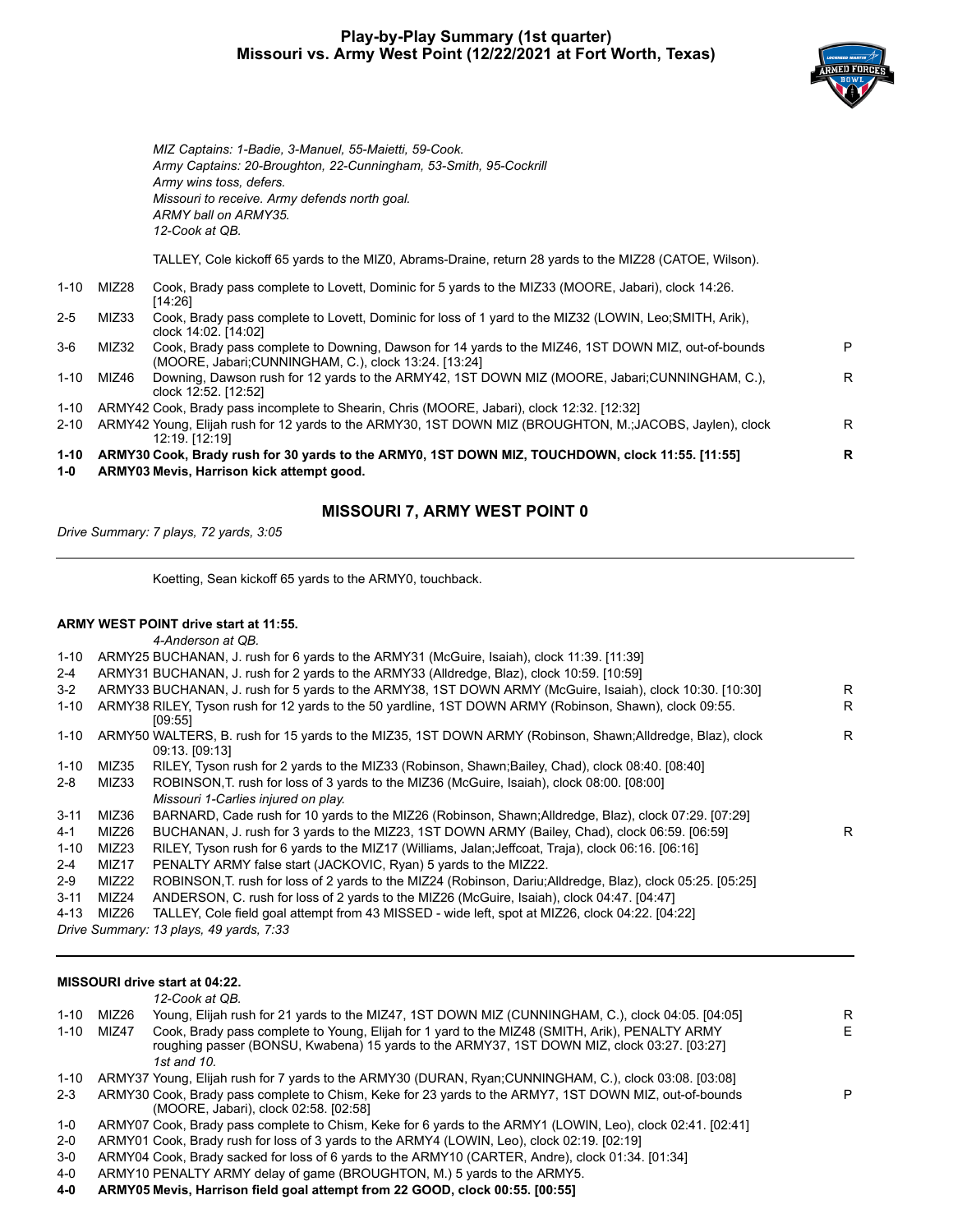# Play-by-Play Summary (1st quarter)
## Missouri vs. Army West Point (12/22/2021 at Fort Worth, Texas)

*MIZ Captains: 1-Badie, 3-Manuel, 55-Maietti, 59-Cook.*
*Army Captains: 20-Broughton, 22-Cunningham, 53-Smith, 95-Cockrill*
*Army wins toss, defers.*
*Missouri to receive. Army defends north goal.*
*ARMY ball on ARMY35.*
*12-Cook at QB.*

TALLEY, Cole kickoff 65 yards to the MIZ0, Abrams-Draine, return 28 yards to the MIZ28 (CATOE, Wilson).

| | | | |
|---|---|---|---|
| 1-10 | MIZ28 | Cook, Brady pass complete to Lovett, Dominic for 5 yards to the MIZ33 (MOORE, Jabari), clock 14:26. [14:26] | |
| 2-5 | MIZ33 | Cook, Brady pass complete to Lovett, Dominic for loss of 1 yard to the MIZ32 (LOWIN, Leo;SMITH, Arik), clock 14:02. [14:02] | |
| 3-6 | MIZ32 | Cook, Brady pass complete to Downing, Dawson for 14 yards to the MIZ46, 1ST DOWN MIZ, out-of-bounds (MOORE, Jabari;CUNNINGHAM, C.), clock 13:24. [13:24] | P |
| 1-10 | MIZ46 | Downing, Dawson rush for 12 yards to the ARMY42, 1ST DOWN MIZ (MOORE, Jabari;CUNNINGHAM, C.), clock 12:52. [12:52] | R |
| 1-10 | ARMY42 | Cook, Brady pass incomplete to Shearin, Chris (MOORE, Jabari), clock 12:32. [12:32] | |
| 2-10 | ARMY42 | Young, Elijah rush for 12 yards to the ARMY30, 1ST DOWN MIZ (BROUGHTON, M.;JACOBS, Jaylen), clock 12:19. [12:19] | R |
| **1-10** | **ARMY30** | **Cook, Brady rush for 30 yards to the ARMY0, 1ST DOWN MIZ, TOUCHDOWN, clock 11:55. [11:55]** | **R** |
| **1-0** | **ARMY03** | **Mevis, Harrison kick attempt good.** | |

### MISSOURI 7, ARMY WEST POINT 0

*Drive Summary: 7 plays, 72 yards, 3:05*

---

Koetting, Sean kickoff 65 yards to the ARMY0, touchback.

**ARMY WEST POINT drive start at 11:55.**

*4-Anderson at QB.*

| | | | |
|---|---|---|---|
| 1-10 | ARMY25 | BUCHANAN, J. rush for 6 yards to the ARMY31 (McGuire, Isaiah), clock 11:39. [11:39] | |
| 2-4 | ARMY31 | BUCHANAN, J. rush for 2 yards to the ARMY33 (Alldredge, Blaz), clock 10:59. [10:59] | |
| 3-2 | ARMY33 | BUCHANAN, J. rush for 5 yards to the ARMY38, 1ST DOWN ARMY (McGuire, Isaiah), clock 10:30. [10:30] | R |
| 1-10 | ARMY38 | RILEY, Tyson rush for 12 yards to the 50 yardline, 1ST DOWN ARMY (Robinson, Shawn), clock 09:55. [09:55] | R |
| 1-10 | ARMY50 | WALTERS, B. rush for 15 yards to the MIZ35, 1ST DOWN ARMY (Robinson, Shawn;Alldredge, Blaz), clock 09:13. [09:13] | R |
| 1-10 | MIZ35 | RILEY, Tyson rush for 2 yards to the MIZ33 (Robinson, Shawn;Bailey, Chad), clock 08:40. [08:40] | |
| 2-8 | MIZ33 | ROBINSON,T. rush for loss of 3 yards to the MIZ36 (McGuire, Isaiah), clock 08:00. [08:00] *Missouri 1-Carlies injured on play.* | |
| 3-11 | MIZ36 | BARNARD, Cade rush for 10 yards to the MIZ26 (Robinson, Shawn;Alldredge, Blaz), clock 07:29. [07:29] | |
| 4-1 | MIZ26 | BUCHANAN, J. rush for 3 yards to the MIZ23, 1ST DOWN ARMY (Bailey, Chad), clock 06:59. [06:59] | R |
| 1-10 | MIZ23 | RILEY, Tyson rush for 6 yards to the MIZ17 (Williams, Jalan;Jeffcoat, Traja), clock 06:16. [06:16] | |
| 2-4 | MIZ17 | PENALTY ARMY false start (JACKOVIC, Ryan) 5 yards to the MIZ22. | |
| 2-9 | MIZ22 | ROBINSON,T. rush for loss of 2 yards to the MIZ24 (Robinson, Dariu;Alldredge, Blaz), clock 05:25. [05:25] | |
| 3-11 | MIZ24 | ANDERSON, C. rush for loss of 2 yards to the MIZ26 (McGuire, Isaiah), clock 04:47. [04:47] | |
| 4-13 | MIZ26 | TALLEY, Cole field goal attempt from 43 MISSED - wide left, spot at MIZ26, clock 04:22. [04:22] | |

*Drive Summary: 13 plays, 49 yards, 7:33*

---

**MISSOURI drive start at 04:22.**

*12-Cook at QB.*

| | | | |
|---|---|---|---|
| 1-10 | MIZ26 | Young, Elijah rush for 21 yards to the MIZ47, 1ST DOWN MIZ (CUNNINGHAM, C.), clock 04:05. [04:05] | R |
| 1-10 | MIZ47 | Cook, Brady pass complete to Young, Elijah for 1 yard to the MIZ48 (SMITH, Arik), PENALTY ARMY roughing passer (BONSU, Kwabena) 15 yards to the ARMY37, 1ST DOWN MIZ, clock 03:27. [03:27] *1st and 10.* | E |
| 1-10 | ARMY37 | Young, Elijah rush for 7 yards to the ARMY30 (DURAN, Ryan;CUNNINGHAM, C.), clock 03:08. [03:08] | |
| 2-3 | ARMY30 | Cook, Brady pass complete to Chism, Keke for 23 yards to the ARMY7, 1ST DOWN MIZ, out-of-bounds (MOORE, Jabari), clock 02:58. [02:58] | P |
| 1-0 | ARMY07 | Cook, Brady pass complete to Chism, Keke for 6 yards to the ARMY1 (LOWIN, Leo), clock 02:41. [02:41] | |
| 2-0 | ARMY01 | Cook, Brady rush for loss of 3 yards to the ARMY4 (LOWIN, Leo), clock 02:19. [02:19] | |
| 3-0 | ARMY04 | Cook, Brady sacked for loss of 6 yards to the ARMY10 (CARTER, Andre), clock 01:34. [01:34] | |
| 4-0 | ARMY10 | PENALTY ARMY delay of game (BROUGHTON, M.) 5 yards to the ARMY5. | |
| **4-0** | **ARMY05** | **Mevis, Harrison field goal attempt from 22 GOOD, clock 00:55. [00:55]** | |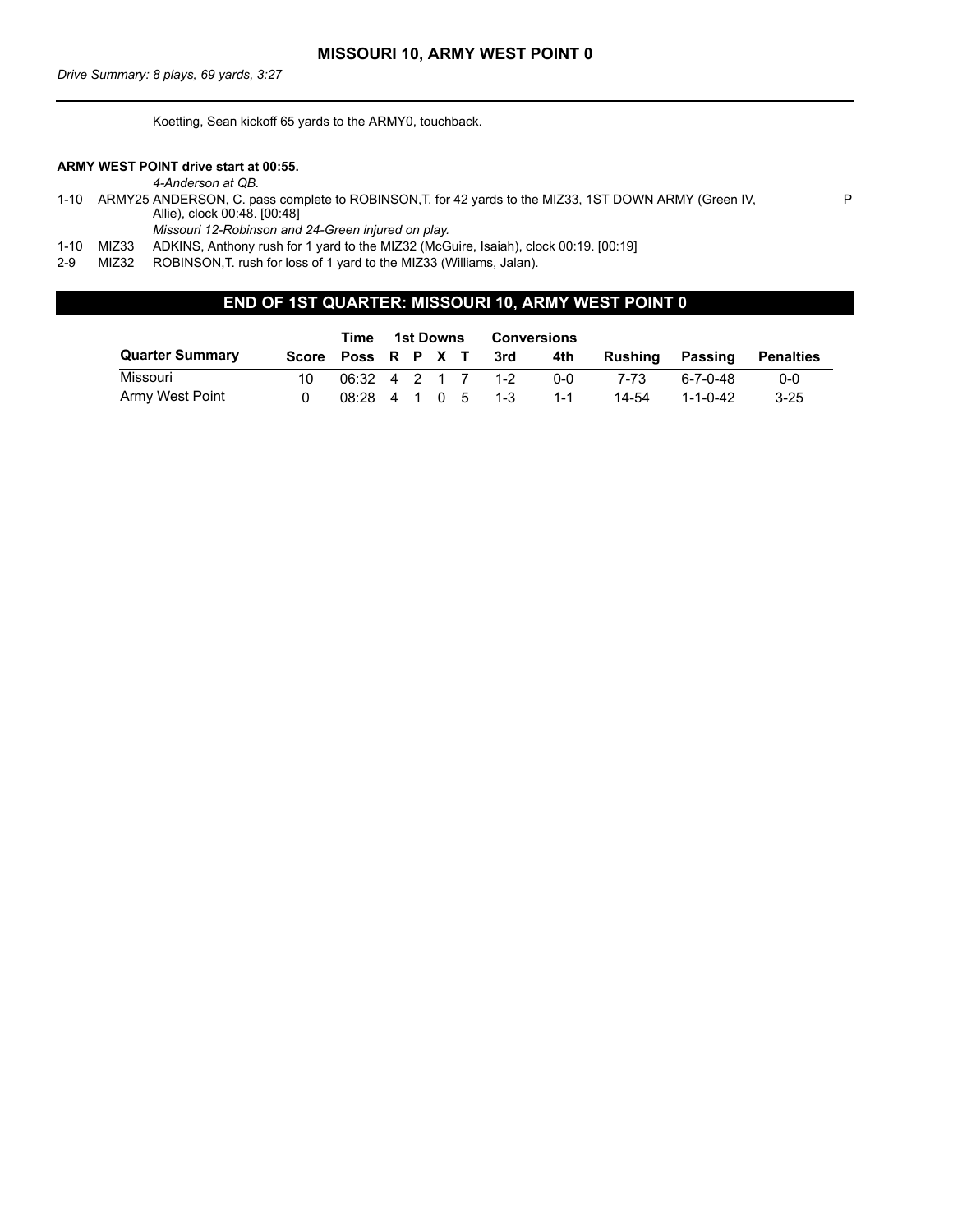### MISSOURI 10, ARMY WEST POINT 0

*Drive Summary: 8 plays, 69 yards, 3:27*

---

Koetting, Sean kickoff 65 yards to the ARMY0, touchback.

**ARMY WEST POINT drive start at 00:55.**

*4-Anderson at QB.*

1-10 ARMY25 ANDERSON, C. pass complete to ROBINSON,T. for 42 yards to the MIZ33, 1ST DOWN ARMY (Green IV, Allie), clock 00:48. [00:48] P

*Missouri 12-Robinson and 24-Green injured on play.*

1-10 MIZ33 ADKINS, Anthony rush for 1 yard to the MIZ32 (McGuire, Isaiah), clock 00:19. [00:19]

2-9 MIZ32 ROBINSON,T. rush for loss of 1 yard to the MIZ33 (Williams, Jalan).

## END OF 1ST QUARTER: MISSOURI 10, ARMY WEST POINT 0

| | | Time | 1st Downs | | | | Conversions | | | | |
|---|---|---|---|---|---|---|---|---|---|---|---|
| Quarter Summary | Score | Poss | R | P | X | T | 3rd | 4th | Rushing | Passing | Penalties |
| Missouri | 10 | 06:32 | 4 | 2 | 1 | 7 | 1-2 | 0-0 | 7-73 | 6-7-0-48 | 0-0 |
| Army West Point | 0 | 08:28 | 4 | 1 | 0 | 5 | 1-3 | 1-1 | 14-54 | 1-1-0-42 | 3-25 |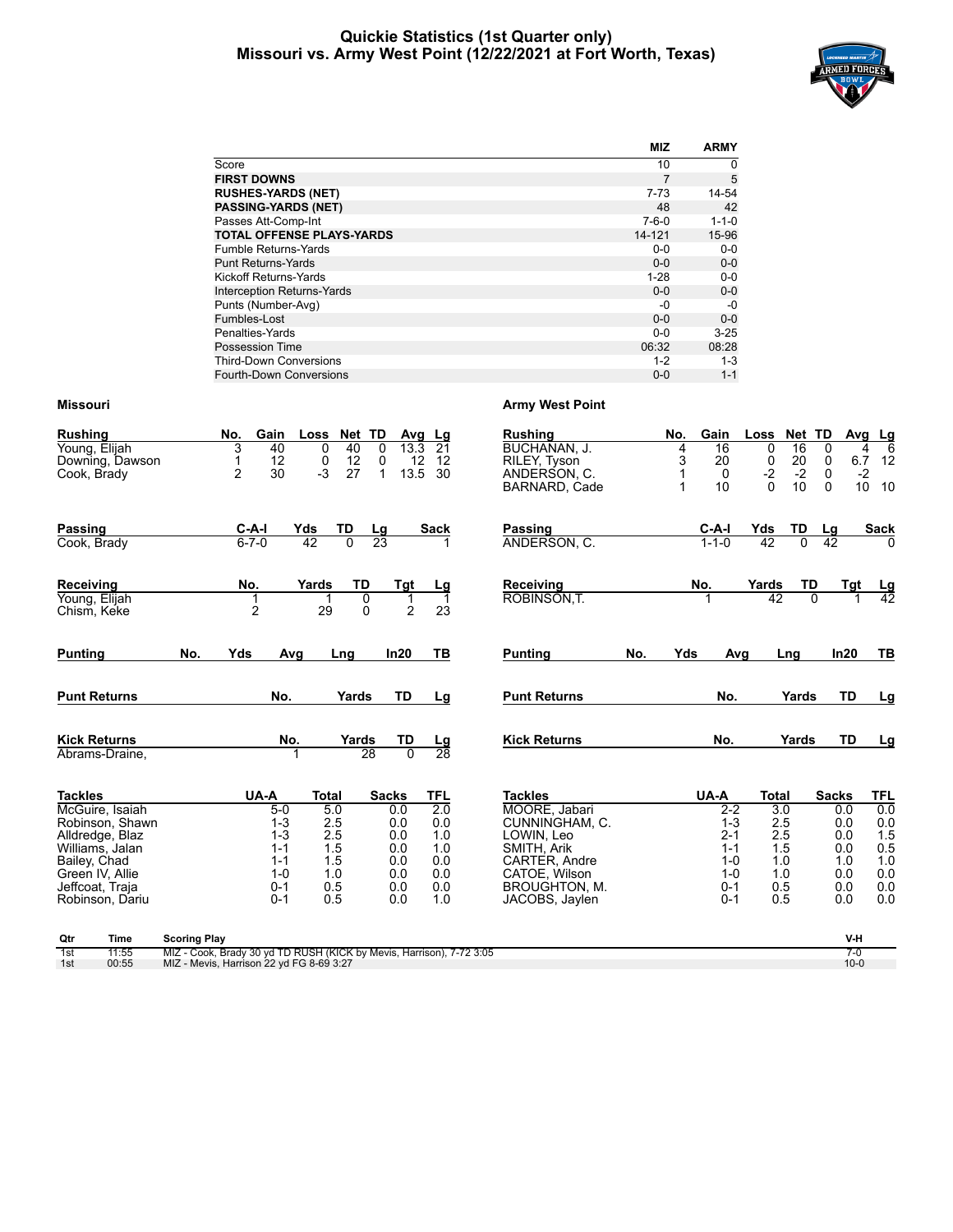# Quickie Statistics (1st Quarter only)
## Missouri vs. Army West Point (12/22/2021 at Fort Worth, Texas)

| | MIZ | ARMY |
|---|---|---|
| Score | 10 | 0 |
| **FIRST DOWNS** | 7 | 5 |
| **RUSHES-YARDS (NET)** | 7-73 | 14-54 |
| **PASSING-YARDS (NET)** | 48 | 42 |
| Passes Att-Comp-Int | 7-6-0 | 1-1-0 |
| **TOTAL OFFENSE PLAYS-YARDS** | 14-121 | 15-96 |
| Fumble Returns-Yards | 0-0 | 0-0 |
| Punt Returns-Yards | 0-0 | 0-0 |
| Kickoff Returns-Yards | 1-28 | 0-0 |
| Interception Returns-Yards | 0-0 | 0-0 |
| Punts (Number-Avg) | -0 | -0 |
| Fumbles-Lost | 0-0 | 0-0 |
| Penalties-Yards | 0-0 | 3-25 |
| Possession Time | 06:32 | 08:28 |
| Third-Down Conversions | 1-2 | 1-3 |
| Fourth-Down Conversions | 0-0 | 1-1 |

### Missouri

| Rushing | No. | Gain | Loss | Net | TD | Avg | Lg |
|---|---|---|---|---|---|---|---|
| Young, Elijah | 3 | 40 | 0 | 40 | 0 | 13.3 | 21 |
| Downing, Dawson | 1 | 12 | 0 | 12 | 0 | 12 | 12 |
| Cook, Brady | 2 | 30 | -3 | 27 | 1 | 13.5 | 30 |

| Passing | C-A-I | Yds | TD | Lg | Sack |
|---|---|---|---|---|---|
| Cook, Brady | 6-7-0 | 42 | 0 | 23 | 1 |

| Receiving | No. | Yards | TD | Tgt | Lg |
|---|---|---|---|---|---|
| Young, Elijah | 1 | 1 | 0 | 1 | 1 |
| Chism, Keke | 2 | 29 | 0 | 2 | 23 |

| Punting | No. | Yds | Avg | Lng | In20 | TB |
|---|---|---|---|---|---|---|

| Punt Returns | No. | Yards | TD | Lg |
|---|---|---|---|---|

| Kick Returns | No. | Yards | TD | Lg |
|---|---|---|---|---|
| Abrams-Draine, | 1 | 28 | 0 | 28 |

| Tackles | UA-A | Total | Sacks | TFL |
|---|---|---|---|---|
| McGuire, Isaiah | 5-0 | 5.0 | 0.0 | 2.0 |
| Robinson, Shawn | 1-3 | 2.5 | 0.0 | 0.0 |
| Alldredge, Blaz | 1-3 | 2.5 | 0.0 | 1.0 |
| Williams, Jalan | 1-1 | 1.5 | 0.0 | 1.0 |
| Bailey, Chad | 1-1 | 1.5 | 0.0 | 0.0 |
| Green IV, Allie | 1-0 | 1.0 | 0.0 | 0.0 |
| Jeffcoat, Traja | 0-1 | 0.5 | 0.0 | 0.0 |
| Robinson, Dariu | 0-1 | 0.5 | 0.0 | 1.0 |

### Army West Point

| Rushing | No. | Gain | Loss | Net | TD | Avg | Lg |
|---|---|---|---|---|---|---|---|
| BUCHANAN, J. | 4 | 16 | 0 | 16 | 0 | 4 | 6 |
| RILEY, Tyson | 3 | 20 | 0 | 20 | 0 | 6.7 | 12 |
| ANDERSON, C. | 1 | 0 | -2 | -2 | 0 | -2 | |
| BARNARD, Cade | 1 | 10 | 0 | 10 | 0 | 10 | 10 |

| Passing | C-A-I | Yds | TD | Lg | Sack |
|---|---|---|---|---|---|
| ANDERSON, C. | 1-1-0 | 42 | 0 | 42 | 0 |

| Receiving | No. | Yards | TD | Tgt | Lg |
|---|---|---|---|---|---|
| ROBINSON,T. | 1 | 42 | 0 | 1 | 42 |

| Punting | No. | Yds | Avg | Lng | In20 | TB |
|---|---|---|---|---|---|---|

| Punt Returns | No. | Yards | TD | Lg |
|---|---|---|---|---|

| Kick Returns | No. | Yards | TD | Lg |
|---|---|---|---|---|

| Tackles | UA-A | Total | Sacks | TFL |
|---|---|---|---|---|
| MOORE, Jabari | 2-2 | 3.0 | 0.0 | 0.0 |
| CUNNINGHAM, C. | 1-3 | 2.5 | 0.0 | 0.0 |
| LOWIN, Leo | 2-1 | 2.5 | 0.0 | 1.5 |
| SMITH, Arik | 1-1 | 1.5 | 0.0 | 0.5 |
| CARTER, Andre | 1-0 | 1.0 | 1.0 | 1.0 |
| CATOE, Wilson | 1-0 | 1.0 | 0.0 | 0.0 |
| BROUGHTON, M. | 0-1 | 0.5 | 0.0 | 0.0 |
| JACOBS, Jaylen | 0-1 | 0.5 | 0.0 | 0.0 |

| Qtr | Time | Scoring Play | V-H |
|---|---|---|---|
| 1st | 11:55 | MIZ - Cook, Brady 30 yd TD RUSH (KICK by Mevis, Harrison), 7-72 3:05 | 7-0 |
| 1st | 00:55 | MIZ - Mevis, Harrison 22 yd FG 8-69 3:27 | 10-0 |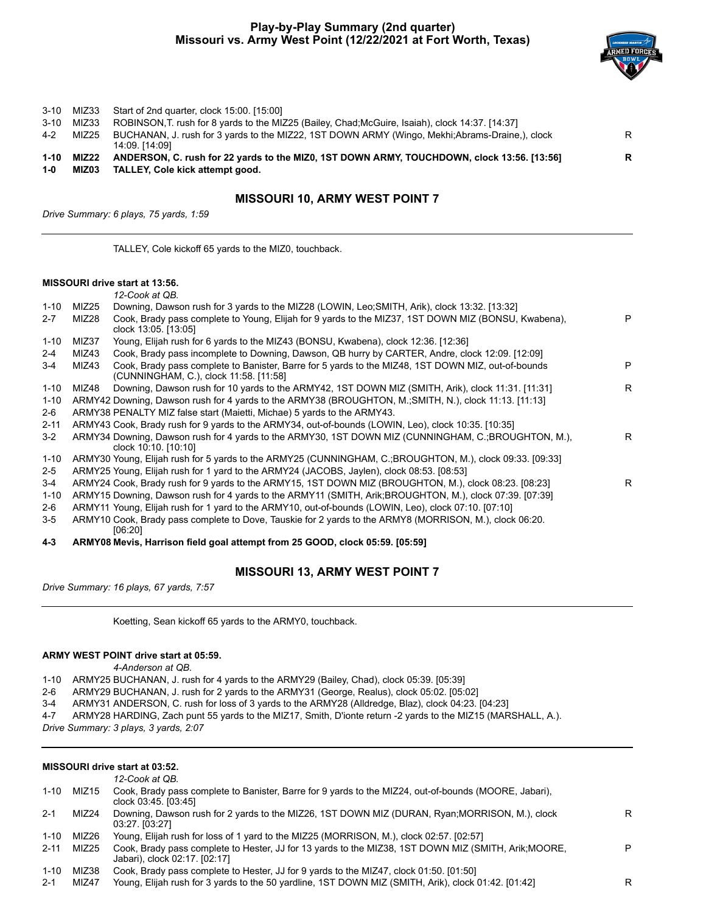## Play-by-Play Summary (2nd quarter)
## Missouri vs. Army West Point (12/22/2021 at Fort Worth, Texas)

| | | | |
|---|---|---|---|
| 3-10 | MIZ33 | Start of 2nd quarter, clock 15:00. [15:00] | |
| 3-10 | MIZ33 | ROBINSON,T. rush for 8 yards to the MIZ25 (Bailey, Chad;McGuire, Isaiah), clock 14:37. [14:37] | |
| 4-2 | MIZ25 | BUCHANAN, J. rush for 3 yards to the MIZ22, 1ST DOWN ARMY (Wingo, Mekhi;Abrams-Draine,), clock 14:09. [14:09] | R |
| **1-10** | **MIZ22** | **ANDERSON, C. rush for 22 yards to the MIZ0, 1ST DOWN ARMY, TOUCHDOWN, clock 13:56. [13:56]** | **R** |
| **1-0** | **MIZ03** | **TALLEY, Cole kick attempt good.** | |

### MISSOURI 10, ARMY WEST POINT 7

*Drive Summary: 6 plays, 75 yards, 1:59*

TALLEY, Cole kickoff 65 yards to the MIZ0, touchback.

**MISSOURI drive start at 13:56.**

*12-Cook at QB.*

| | | | |
|---|---|---|---|
| 1-10 | MIZ25 | Downing, Dawson rush for 3 yards to the MIZ28 (LOWIN, Leo;SMITH, Arik), clock 13:32. [13:32] | |
| 2-7 | MIZ28 | Cook, Brady pass complete to Young, Elijah for 9 yards to the MIZ37, 1ST DOWN MIZ (BONSU, Kwabena), clock 13:05. [13:05] | P |
| 1-10 | MIZ37 | Young, Elijah rush for 6 yards to the MIZ43 (BONSU, Kwabena), clock 12:36. [12:36] | |
| 2-4 | MIZ43 | Cook, Brady pass incomplete to Downing, Dawson, QB hurry by CARTER, Andre, clock 12:09. [12:09] | |
| 3-4 | MIZ43 | Cook, Brady pass complete to Banister, Barre for 5 yards to the MIZ48, 1ST DOWN MIZ, out-of-bounds (CUNNINGHAM, C.), clock 11:58. [11:58] | P |
| 1-10 | MIZ48 | Downing, Dawson rush for 10 yards to the ARMY42, 1ST DOWN MIZ (SMITH, Arik), clock 11:31. [11:31] | R |
| 1-10 | ARMY42 | Downing, Dawson rush for 4 yards to the ARMY38 (BROUGHTON, M.;SMITH, N.), clock 11:13. [11:13] | |
| 2-6 | ARMY38 | PENALTY MIZ false start (Maietti, Michae) 5 yards to the ARMY43. | |
| 2-11 | ARMY43 | Cook, Brady rush for 9 yards to the ARMY34, out-of-bounds (LOWIN, Leo), clock 10:35. [10:35] | |
| 3-2 | ARMY34 | Downing, Dawson rush for 4 yards to the ARMY30, 1ST DOWN MIZ (CUNNINGHAM, C.;BROUGHTON, M.), clock 10:10. [10:10] | R |
| 1-10 | ARMY30 | Young, Elijah rush for 5 yards to the ARMY25 (CUNNINGHAM, C.;BROUGHTON, M.), clock 09:33. [09:33] | |
| 2-5 | ARMY25 | Young, Elijah rush for 1 yard to the ARMY24 (JACOBS, Jaylen), clock 08:53. [08:53] | |
| 3-4 | ARMY24 | Cook, Brady rush for 9 yards to the ARMY15, 1ST DOWN MIZ (BROUGHTON, M.), clock 08:23. [08:23] | R |
| 1-10 | ARMY15 | Downing, Dawson rush for 4 yards to the ARMY11 (SMITH, Arik;BROUGHTON, M.), clock 07:39. [07:39] | |
| 2-6 | ARMY11 | Young, Elijah rush for 1 yard to the ARMY10, out-of-bounds (LOWIN, Leo), clock 07:10. [07:10] | |
| 3-5 | ARMY10 | Cook, Brady pass complete to Dove, Tauskie for 2 yards to the ARMY8 (MORRISON, M.), clock 06:20. [06:20] | |
| **4-3** | **ARMY08** | **Mevis, Harrison field goal attempt from 25 GOOD, clock 05:59. [05:59]** | |

### MISSOURI 13, ARMY WEST POINT 7

*Drive Summary: 16 plays, 67 yards, 7:57*

Koetting, Sean kickoff 65 yards to the ARMY0, touchback.

**ARMY WEST POINT drive start at 05:59.**

*4-Anderson at QB.*

| | | | |
|---|---|---|---|
| 1-10 | ARMY25 | BUCHANAN, J. rush for 4 yards to the ARMY29 (Bailey, Chad), clock 05:39. [05:39] | |
| 2-6 | ARMY29 | BUCHANAN, J. rush for 2 yards to the ARMY31 (George, Realus), clock 05:02. [05:02] | |
| 3-4 | ARMY31 | ANDERSON, C. rush for loss of 3 yards to the ARMY28 (Alldredge, Blaz), clock 04:23. [04:23] | |
| 4-7 | ARMY28 | HARDING, Zach punt 55 yards to the MIZ17, Smith, D'ionte return -2 yards to the MIZ15 (MARSHALL, A.). | |

*Drive Summary: 3 plays, 3 yards, 2:07*

**MISSOURI drive start at 03:52.**

*12-Cook at QB.*

| | | | |
|---|---|---|---|
| 1-10 | MIZ15 | Cook, Brady pass complete to Banister, Barre for 9 yards to the MIZ24, out-of-bounds (MOORE, Jabari), clock 03:45. [03:45] | |
| 2-1 | MIZ24 | Downing, Dawson rush for 2 yards to the MIZ26, 1ST DOWN MIZ (DURAN, Ryan;MORRISON, M.), clock 03:27. [03:27] | R |
| 1-10 | MIZ26 | Young, Elijah rush for loss of 1 yard to the MIZ25 (MORRISON, M.), clock 02:57. [02:57] | |
| 2-11 | MIZ25 | Cook, Brady pass complete to Hester, JJ for 13 yards to the MIZ38, 1ST DOWN MIZ (SMITH, Arik;MOORE, Jabari), clock 02:17. [02:17] | P |
| 1-10 | MIZ38 | Cook, Brady pass complete to Hester, JJ for 9 yards to the MIZ47, clock 01:50. [01:50] | |
| 2-1 | MIZ47 | Young, Elijah rush for 3 yards to the 50 yardline, 1ST DOWN MIZ (SMITH, Arik), clock 01:42. [01:42] | R |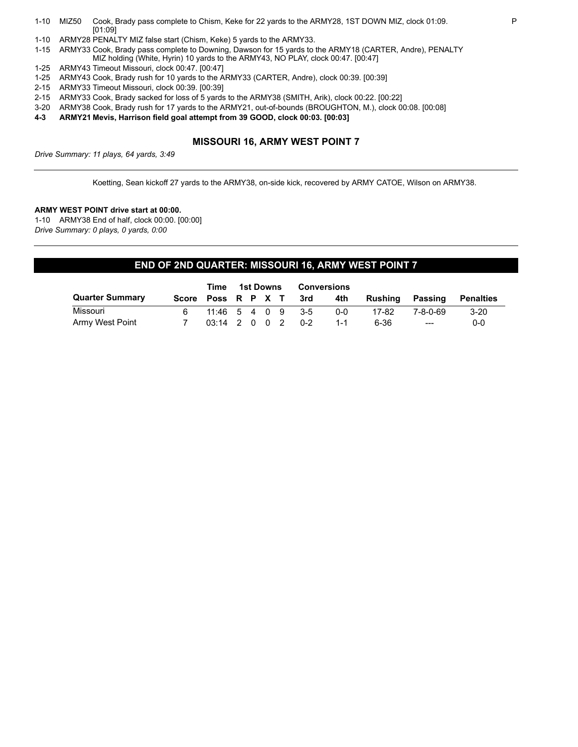1-10 MIZ50 Cook, Brady pass complete to Chism, Keke for 22 yards to the ARMY28, 1ST DOWN MIZ, clock 01:09. [01:09] P

1-10 ARMY28 PENALTY MIZ false start (Chism, Keke) 5 yards to the ARMY33.

1-15 ARMY33 Cook, Brady pass complete to Downing, Dawson for 15 yards to the ARMY18 (CARTER, Andre), PENALTY MIZ holding (White, Hyrin) 10 yards to the ARMY43, NO PLAY, clock 00:47. [00:47]

1-25 ARMY43 Timeout Missouri, clock 00:47. [00:47]

1-25 ARMY43 Cook, Brady rush for 10 yards to the ARMY33 (CARTER, Andre), clock 00:39. [00:39]

2-15 ARMY33 Timeout Missouri, clock 00:39. [00:39]

2-15 ARMY33 Cook, Brady sacked for loss of 5 yards to the ARMY38 (SMITH, Arik), clock 00:22. [00:22]

3-20 ARMY38 Cook, Brady rush for 17 yards to the ARMY21, out-of-bounds (BROUGHTON, M.), clock 00:08. [00:08]

**4-3 ARMY21 Mevis, Harrison field goal attempt from 39 GOOD, clock 00:03. [00:03]**

### MISSOURI 16, ARMY WEST POINT 7

*Drive Summary: 11 plays, 64 yards, 3:49*

---

Koetting, Sean kickoff 27 yards to the ARMY38, on-side kick, recovered by ARMY CATOE, Wilson on ARMY38.

**ARMY WEST POINT drive start at 00:00.**

1-10 ARMY38 End of half, clock 00:00. [00:00]

*Drive Summary: 0 plays, 0 yards, 0:00*

---

## END OF 2ND QUARTER: MISSOURI 16, ARMY WEST POINT 7

| | | Time | 1st Downs | | | | Conversions | | | | |
|---|---|---|---|---|---|---|---|---|---|---|---|
| **Quarter Summary** | **Score** | **Poss** | **R** | **P** | **X** | **T** | **3rd** | **4th** | **Rushing** | **Passing** | **Penalties** |
| Missouri | 6 | 11:46 | 5 | 4 | 0 | 9 | 3-5 | 0-0 | 17-82 | 7-8-0-69 | 3-20 |
| Army West Point | 7 | 03:14 | 2 | 0 | 0 | 2 | 0-2 | 1-1 | 6-36 | --- | 0-0 |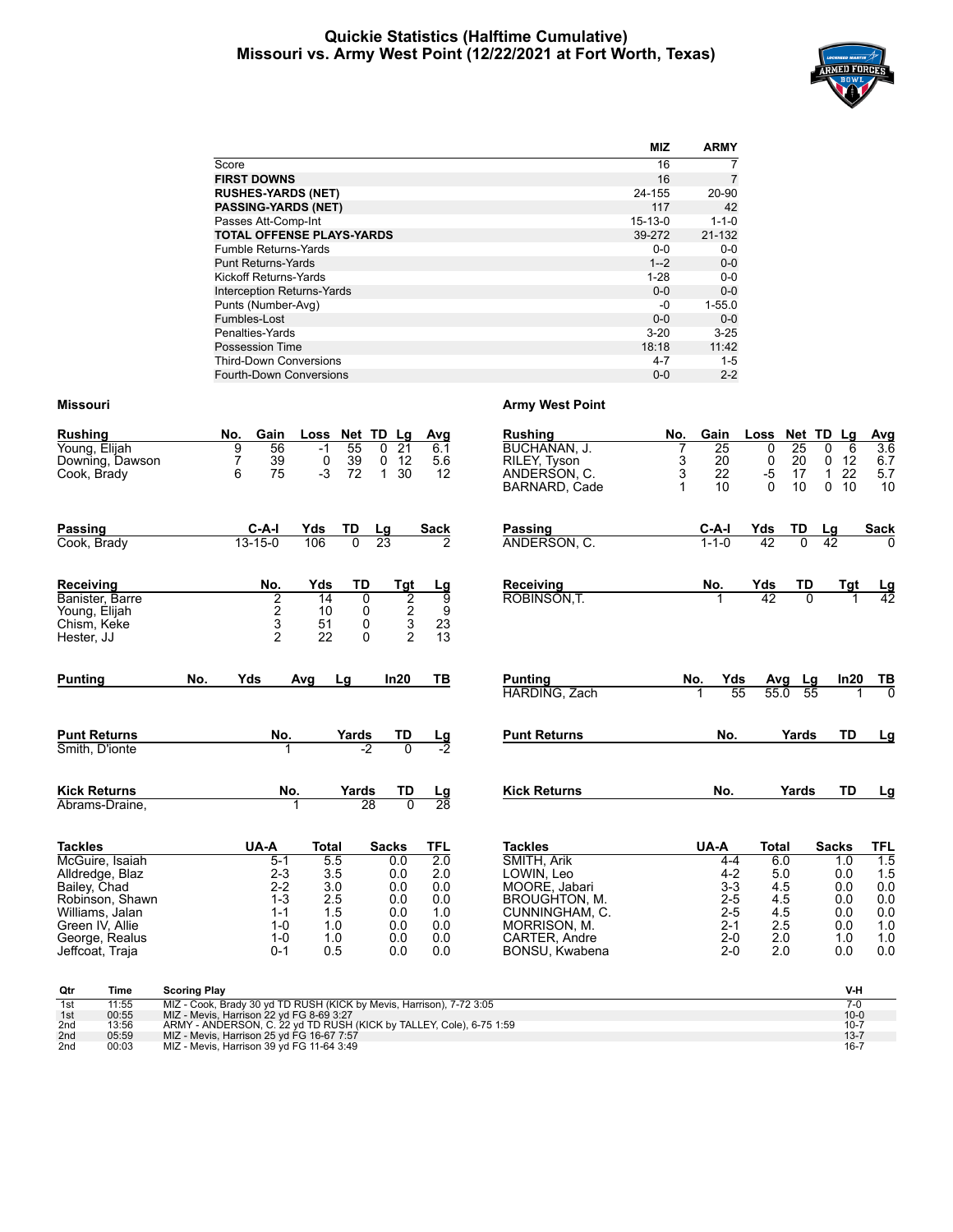# Quickie Statistics (Halftime Cumulative)
## Missouri vs. Army West Point (12/22/2021 at Fort Worth, Texas)

| | MIZ | ARMY |
|---|---|---|
| Score | 16 | 7 |
| **FIRST DOWNS** | 16 | 7 |
| **RUSHES-YARDS (NET)** | 24-155 | 20-90 |
| **PASSING-YARDS (NET)** | 117 | 42 |
| Passes Att-Comp-Int | 15-13-0 | 1-1-0 |
| **TOTAL OFFENSE PLAYS-YARDS** | 39-272 | 21-132 |
| Fumble Returns-Yards | 0-0 | 0-0 |
| Punt Returns-Yards | 1--2 | 0-0 |
| Kickoff Returns-Yards | 1-28 | 0-0 |
| Interception Returns-Yards | 0-0 | 0-0 |
| Punts (Number-Avg) | -0 | 1-55.0 |
| Fumbles-Lost | 0-0 | 0-0 |
| Penalties-Yards | 3-20 | 3-25 |
| Possession Time | 18:18 | 11:42 |
| Third-Down Conversions | 4-7 | 1-5 |
| Fourth-Down Conversions | 0-0 | 2-2 |

### Missouri

| Rushing | No. | Gain | Loss | Net | TD | Lg | Avg |
|---|---|---|---|---|---|---|---|
| Young, Elijah | 9 | 56 | -1 | 55 | 0 | 21 | 6.1 |
| Downing, Dawson | 7 | 39 | 0 | 39 | 0 | 12 | 5.6 |
| Cook, Brady | 6 | 75 | -3 | 72 | 1 | 30 | 12 |

| Passing | C-A-I | Yds | TD | Lg | Sack |
|---|---|---|---|---|---|
| Cook, Brady | 13-15-0 | 106 | 0 | 23 | 2 |

| Receiving | No. | Yds | TD | Tgt | Lg |
|---|---|---|---|---|---|
| Banister, Barre | 2 | 14 | 0 | 2 | 9 |
| Young, Elijah | 2 | 10 | 0 | 2 | 9 |
| Chism, Keke | 3 | 51 | 0 | 3 | 23 |
| Hester, JJ | 2 | 22 | 0 | 2 | 13 |

| Punting | No. | Yds | Avg | Lg | In20 | TB |
|---|---|---|---|---|---|---|

| Punt Returns | No. | Yards | TD | Lg |
|---|---|---|---|---|
| Smith, D'ionte | 1 | -2 | 0 | -2 |

| Kick Returns | No. | Yards | TD | Lg |
|---|---|---|---|---|
| Abrams-Draine, | 1 | 28 | 0 | 28 |

| Tackles | UA-A | Total | Sacks | TFL |
|---|---|---|---|---|
| McGuire, Isaiah | 5-1 | 5.5 | 0.0 | 2.0 |
| Alldredge, Blaz | 2-3 | 3.5 | 0.0 | 2.0 |
| Bailey, Chad | 2-2 | 3.0 | 0.0 | 0.0 |
| Robinson, Shawn | 1-3 | 2.5 | 0.0 | 0.0 |
| Williams, Jalan | 1-1 | 1.5 | 0.0 | 1.0 |
| Green IV, Allie | 1-0 | 1.0 | 0.0 | 0.0 |
| George, Realus | 1-0 | 1.0 | 0.0 | 0.0 |
| Jeffcoat, Traja | 0-1 | 0.5 | 0.0 | 0.0 |

### Army West Point

| Rushing | No. | Gain | Loss | Net | TD | Lg | Avg |
|---|---|---|---|---|---|---|---|
| BUCHANAN, J. | 7 | 25 | 0 | 25 | 0 | 6 | 3.6 |
| RILEY, Tyson | 3 | 20 | 0 | 20 | 0 | 12 | 6.7 |
| ANDERSON, C. | 3 | 22 | -5 | 17 | 1 | 22 | 5.7 |
| BARNARD, Cade | 1 | 10 | 0 | 10 | 0 | 10 | 10 |

| Passing | C-A-I | Yds | TD | Lg | Sack |
|---|---|---|---|---|---|
| ANDERSON, C. | 1-1-0 | 42 | 0 | 42 | 0 |

| Receiving | No. | Yds | TD | Tgt | Lg |
|---|---|---|---|---|---|
| ROBINSON,T. | 1 | 42 | 0 | 1 | 42 |

| Punting | No. | Yds | Avg | Lg | In20 | TB |
|---|---|---|---|---|---|---|
| HARDING, Zach | 1 | 55 | 55.0 | 55 | 1 | 0 |

| Punt Returns | No. | Yards | TD | Lg |
|---|---|---|---|---|

| Kick Returns | No. | Yards | TD | Lg |
|---|---|---|---|---|

| Tackles | UA-A | Total | Sacks | TFL |
|---|---|---|---|---|
| SMITH, Arik | 4-4 | 6.0 | 1.0 | 1.5 |
| LOWIN, Leo | 4-2 | 5.0 | 0.0 | 1.5 |
| MOORE, Jabari | 3-3 | 4.5 | 0.0 | 0.0 |
| BROUGHTON, M. | 2-5 | 4.5 | 0.0 | 0.0 |
| CUNNINGHAM, C. | 2-5 | 4.5 | 0.0 | 0.0 |
| MORRISON, M. | 2-1 | 2.5 | 0.0 | 1.0 |
| CARTER, Andre | 2-0 | 2.0 | 1.0 | 1.0 |
| BONSU, Kwabena | 2-0 | 2.0 | 0.0 | 0.0 |

| Qtr | Time | Scoring Play | V-H |
|---|---|---|---|
| 1st | 11:55 | MIZ - Cook, Brady 30 yd TD RUSH (KICK by Mevis, Harrison), 7-72 3:05 | 7-0 |
| 1st | 00:55 | MIZ - Mevis, Harrison 22 yd FG 8-69 3:27 | 10-0 |
| 2nd | 13:56 | ARMY - ANDERSON, C. 22 yd TD RUSH (KICK by TALLEY, Cole), 6-75 1:59 | 10-7 |
| 2nd | 05:59 | MIZ - Mevis, Harrison 25 yd FG 16-67 7:57 | 13-7 |
| 2nd | 00:03 | MIZ - Mevis, Harrison 39 yd FG 11-64 3:49 | 16-7 |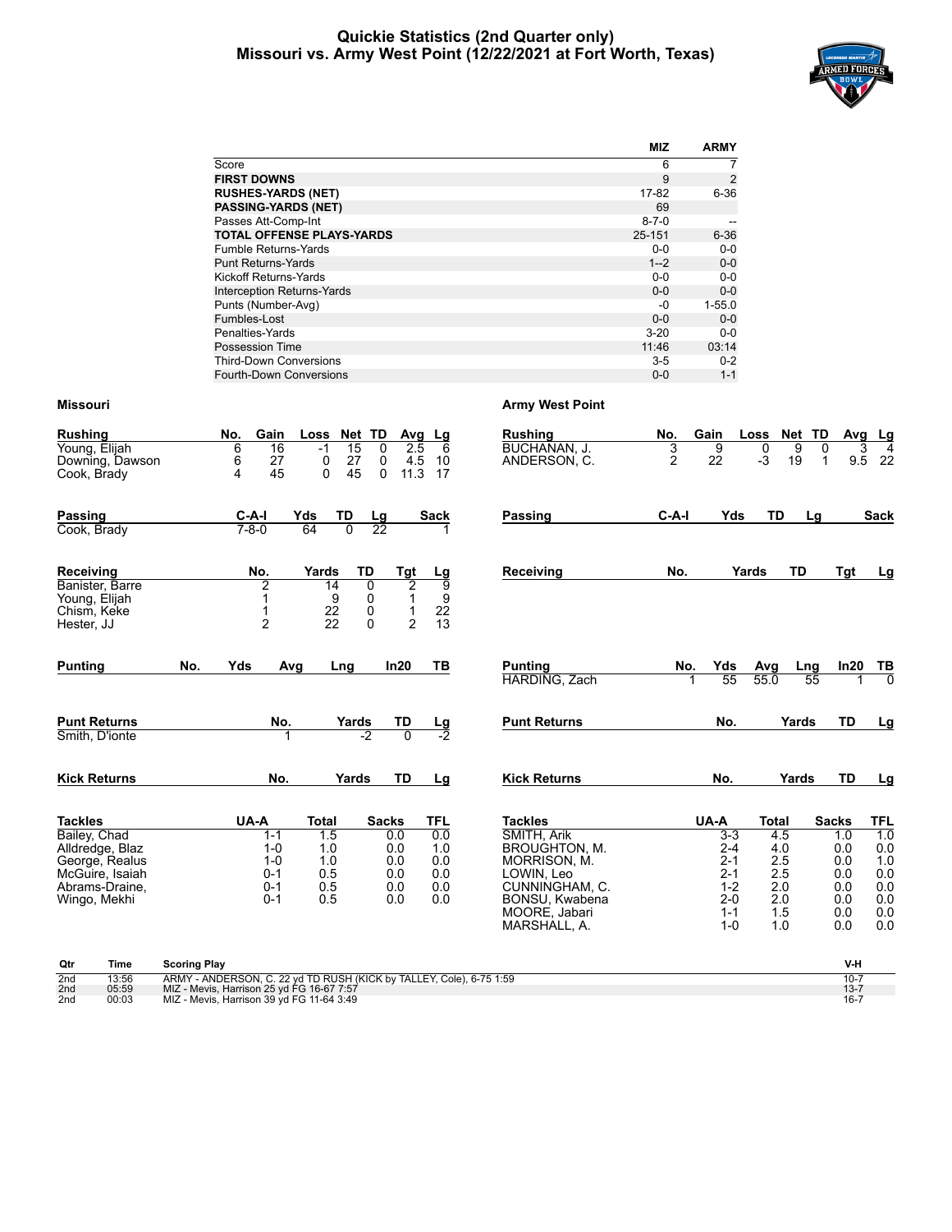# Quickie Statistics (2nd Quarter only)
## Missouri vs. Army West Point (12/22/2021 at Fort Worth, Texas)

| | MIZ | ARMY |
|---|---|---|
| Score | 6 | 7 |
| **FIRST DOWNS** | 9 | 2 |
| **RUSHES-YARDS (NET)** | 17-82 | 6-36 |
| **PASSING-YARDS (NET)** | 69 | |
| Passes Att-Comp-Int | 8-7-0 | -- |
| **TOTAL OFFENSE PLAYS-YARDS** | 25-151 | 6-36 |
| Fumble Returns-Yards | 0-0 | 0-0 |
| Punt Returns-Yards | 1--2 | 0-0 |
| Kickoff Returns-Yards | 0-0 | 0-0 |
| Interception Returns-Yards | 0-0 | 0-0 |
| Punts (Number-Avg) | -0 | 1-55.0 |
| Fumbles-Lost | 0-0 | 0-0 |
| Penalties-Yards | 3-20 | 0-0 |
| Possession Time | 11:46 | 03:14 |
| Third-Down Conversions | 3-5 | 0-2 |
| Fourth-Down Conversions | 0-0 | 1-1 |

### Missouri

| Rushing | No. | Gain | Loss | Net | TD | Avg | Lg |
|---|---|---|---|---|---|---|---|
| Young, Elijah | 6 | 16 | -1 | 15 | 0 | 2.5 | 6 |
| Downing, Dawson | 6 | 27 | 0 | 27 | 0 | 4.5 | 10 |
| Cook, Brady | 4 | 45 | 0 | 45 | 0 | 11.3 | 17 |

| Passing | C-A-I | Yds | TD | Lg | Sack |
|---|---|---|---|---|---|
| Cook, Brady | 7-8-0 | 64 | 0 | 22 | 1 |

| Receiving | No. | Yards | TD | Tgt | Lg |
|---|---|---|---|---|---|
| Banister, Barre | 2 | 14 | 0 | 2 | 9 |
| Young, Elijah | 1 | 9 | 0 | 1 | 9 |
| Chism, Keke | 1 | 22 | 0 | 1 | 22 |
| Hester, JJ | 2 | 22 | 0 | 2 | 13 |

| Punting | No. | Yds | Avg | Lng | In20 | TB |
|---|---|---|---|---|---|---|

| Punt Returns | No. | Yards | TD | Lg |
|---|---|---|---|---|
| Smith, D'ionte | 1 | -2 | 0 | -2 |

| Kick Returns | No. | Yards | TD | Lg |
|---|---|---|---|---|

| Tackles | UA-A | Total | Sacks | TFL |
|---|---|---|---|---|
| Bailey, Chad | 1-1 | 1.5 | 0.0 | 0.0 |
| Alldredge, Blaz | 1-0 | 1.0 | 0.0 | 1.0 |
| George, Realus | 1-0 | 1.0 | 0.0 | 0.0 |
| McGuire, Isaiah | 0-1 | 0.5 | 0.0 | 0.0 |
| Abrams-Draine, | 0-1 | 0.5 | 0.0 | 0.0 |
| Wingo, Mekhi | 0-1 | 0.5 | 0.0 | 0.0 |

### Army West Point

| Rushing | No. | Gain | Loss | Net | TD | Avg | Lg |
|---|---|---|---|---|---|---|---|
| BUCHANAN, J. | 3 | 9 | 0 | 9 | 0 | 3 | 4 |
| ANDERSON, C. | 2 | 22 | -3 | 19 | 1 | 9.5 | 22 |

| Passing | C-A-I | Yds | TD | Lg | Sack |
|---|---|---|---|---|---|

| Receiving | No. | Yards | TD | Tgt | Lg |
|---|---|---|---|---|---|

| Punting | No. | Yds | Avg | Lng | In20 | TB |
|---|---|---|---|---|---|---|
| HARDING, Zach | 1 | 55 | 55.0 | 55 | 1 | 0 |

| Punt Returns | No. | Yards | TD | Lg |
|---|---|---|---|---|

| Kick Returns | No. | Yards | TD | Lg |
|---|---|---|---|---|

| Tackles | UA-A | Total | Sacks | TFL |
|---|---|---|---|---|
| SMITH, Arik | 3-3 | 4.5 | 1.0 | 1.0 |
| BROUGHTON, M. | 2-4 | 4.0 | 0.0 | 0.0 |
| MORRISON, M. | 2-1 | 2.5 | 0.0 | 1.0 |
| LOWIN, Leo | 2-1 | 2.5 | 0.0 | 0.0 |
| CUNNINGHAM, C. | 1-2 | 2.0 | 0.0 | 0.0 |
| BONSU, Kwabena | 2-0 | 2.0 | 0.0 | 0.0 |
| MOORE, Jabari | 1-1 | 1.5 | 0.0 | 0.0 |
| MARSHALL, A. | 1-0 | 1.0 | 0.0 | 0.0 |

| Qtr | Time | Scoring Play | V-H |
|---|---|---|---|
| 2nd | 13:56 | ARMY - ANDERSON, C. 22 yd TD RUSH (KICK by TALLEY, Cole), 6-75 1:59 | 10-7 |
| 2nd | 05:59 | MIZ - Mevis, Harrison 25 yd FG 16-67 7:57 | 13-7 |
| 2nd | 00:03 | MIZ - Mevis, Harrison 39 yd FG 11-64 3:49 | 16-7 |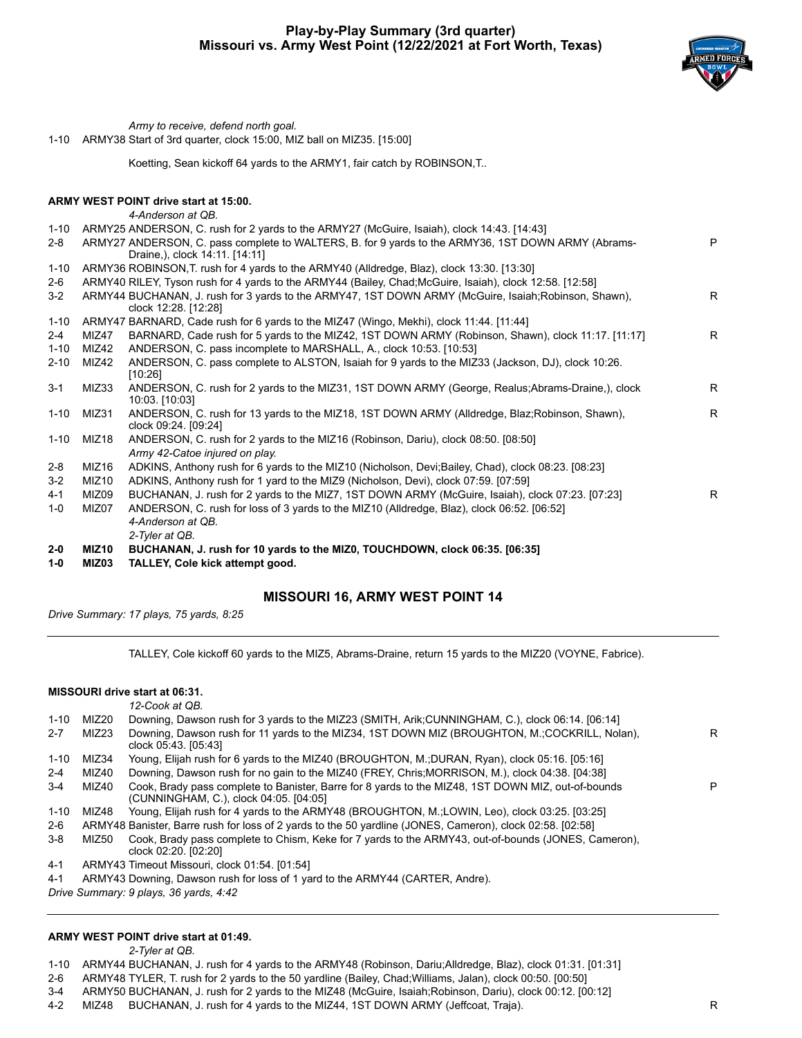## Play-by-Play Summary (3rd quarter)
## Missouri vs. Army West Point (12/22/2021 at Fort Worth, Texas)

*Army to receive, defend north goal.*

1-10 ARMY38 Start of 3rd quarter, clock 15:00, MIZ ball on MIZ35. [15:00]

Koetting, Sean kickoff 64 yards to the ARMY1, fair catch by ROBINSON,T..

**ARMY WEST POINT drive start at 15:00.**

*4-Anderson at QB.*

| Down | Spot | Play | |
|---|---|---|---|
| 1-10 | ARMY25 | ANDERSON, C. rush for 2 yards to the ARMY27 (McGuire, Isaiah), clock 14:43. [14:43] | |
| 2-8 | ARMY27 | ANDERSON, C. pass complete to WALTERS, B. for 9 yards to the ARMY36, 1ST DOWN ARMY (Abrams-Draine,), clock 14:11. [14:11] | P |
| 1-10 | ARMY36 | ROBINSON,T. rush for 4 yards to the ARMY40 (Alldredge, Blaz), clock 13:30. [13:30] | |
| 2-6 | ARMY40 | RILEY, Tyson rush for 4 yards to the ARMY44 (Bailey, Chad;McGuire, Isaiah), clock 12:58. [12:58] | |
| 3-2 | ARMY44 | BUCHANAN, J. rush for 3 yards to the ARMY47, 1ST DOWN ARMY (McGuire, Isaiah;Robinson, Shawn), clock 12:28. [12:28] | R |
| 1-10 | ARMY47 | BARNARD, Cade rush for 6 yards to the MIZ47 (Wingo, Mekhi), clock 11:44. [11:44] | |
| 2-4 | MIZ47 | BARNARD, Cade rush for 5 yards to the MIZ42, 1ST DOWN ARMY (Robinson, Shawn), clock 11:17. [11:17] | R |
| 1-10 | MIZ42 | ANDERSON, C. pass incomplete to MARSHALL, A., clock 10:53. [10:53] | |
| 2-10 | MIZ42 | ANDERSON, C. pass complete to ALSTON, Isaiah for 9 yards to the MIZ33 (Jackson, DJ), clock 10:26. [10:26] | |
| 3-1 | MIZ33 | ANDERSON, C. rush for 2 yards to the MIZ31, 1ST DOWN ARMY (George, Realus;Abrams-Draine,), clock 10:03. [10:03] | R |
| 1-10 | MIZ31 | ANDERSON, C. rush for 13 yards to the MIZ18, 1ST DOWN ARMY (Alldredge, Blaz;Robinson, Shawn), clock 09:24. [09:24] | R |
| 1-10 | MIZ18 | ANDERSON, C. rush for 2 yards to the MIZ16 (Robinson, Dariu), clock 08:50. [08:50] *Army 42-Catoe injured on play.* | |
| 2-8 | MIZ16 | ADKINS, Anthony rush for 6 yards to the MIZ10 (Nicholson, Devi;Bailey, Chad), clock 08:23. [08:23] | |
| 3-2 | MIZ10 | ADKINS, Anthony rush for 1 yard to the MIZ9 (Nicholson, Devi), clock 07:59. [07:59] | |
| 4-1 | MIZ09 | BUCHANAN, J. rush for 2 yards to the MIZ7, 1ST DOWN ARMY (McGuire, Isaiah), clock 07:23. [07:23] | R |
| 1-0 | MIZ07 | ANDERSON, C. rush for loss of 3 yards to the MIZ10 (Alldredge, Blaz), clock 06:52. [06:52] *4-Anderson at QB.* *2-Tyler at QB.* | |
| **2-0** | **MIZ10** | **BUCHANAN, J. rush for 10 yards to the MIZ0, TOUCHDOWN, clock 06:35. [06:35]** | |
| **1-0** | **MIZ03** | **TALLEY, Cole kick attempt good.** | |

### MISSOURI 16, ARMY WEST POINT 14

*Drive Summary: 17 plays, 75 yards, 8:25*

TALLEY, Cole kickoff 60 yards to the MIZ5, Abrams-Draine, return 15 yards to the MIZ20 (VOYNE, Fabrice).

**MISSOURI drive start at 06:31.**

*12-Cook at QB.*

| Down | Spot | Play | |
|---|---|---|---|
| 1-10 | MIZ20 | Downing, Dawson rush for 3 yards to the MIZ23 (SMITH, Arik;CUNNINGHAM, C.), clock 06:14. [06:14] | |
| 2-7 | MIZ23 | Downing, Dawson rush for 11 yards to the MIZ34, 1ST DOWN MIZ (BROUGHTON, M.;COCKRILL, Nolan), clock 05:43. [05:43] | R |
| 1-10 | MIZ34 | Young, Elijah rush for 6 yards to the MIZ40 (BROUGHTON, M.;DURAN, Ryan), clock 05:16. [05:16] | |
| 2-4 | MIZ40 | Downing, Dawson rush for no gain to the MIZ40 (FREY, Chris;MORRISON, M.), clock 04:38. [04:38] | |
| 3-4 | MIZ40 | Cook, Brady pass complete to Banister, Barre for 8 yards to the MIZ48, 1ST DOWN MIZ, out-of-bounds (CUNNINGHAM, C.), clock 04:05. [04:05] | P |
| 1-10 | MIZ48 | Young, Elijah rush for 4 yards to the ARMY48 (BROUGHTON, M.;LOWIN, Leo), clock 03:25. [03:25] | |
| 2-6 | ARMY48 | Banister, Barre rush for loss of 2 yards to the 50 yardline (JONES, Cameron), clock 02:58. [02:58] | |
| 3-8 | MIZ50 | Cook, Brady pass complete to Chism, Keke for 7 yards to the ARMY43, out-of-bounds (JONES, Cameron), clock 02:20. [02:20] | |
| 4-1 | ARMY43 | Timeout Missouri, clock 01:54. [01:54] | |
| 4-1 | ARMY43 | Downing, Dawson rush for loss of 1 yard to the ARMY44 (CARTER, Andre). | |

*Drive Summary: 9 plays, 36 yards, 4:42*

**ARMY WEST POINT drive start at 01:49.**

*2-Tyler at QB.*

| Down | Spot | Play | |
|---|---|---|---|
| 1-10 | ARMY44 | BUCHANAN, J. rush for 4 yards to the ARMY48 (Robinson, Dariu;Alldredge, Blaz), clock 01:31. [01:31] | |
| 2-6 | ARMY48 | TYLER, T. rush for 2 yards to the 50 yardline (Bailey, Chad;Williams, Jalan), clock 00:50. [00:50] | |
| 3-4 | ARMY50 | BUCHANAN, J. rush for 2 yards to the MIZ48 (McGuire, Isaiah;Robinson, Dariu), clock 00:12. [00:12] | |
| 4-2 | MIZ48 | BUCHANAN, J. rush for 4 yards to the MIZ44, 1ST DOWN ARMY (Jeffcoat, Traja). | R |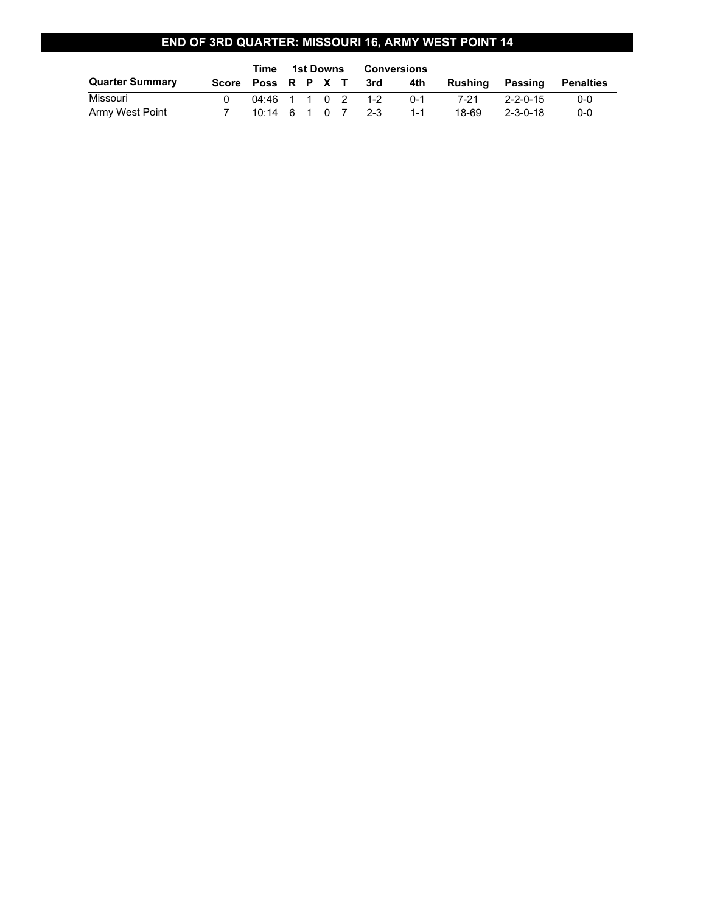## END OF 3RD QUARTER: MISSOURI 16, ARMY WEST POINT 14

| | | Time | 1st Downs | | | | Conversions | | | | |
|---|---|---|---|---|---|---|---|---|---|---|---|
| Quarter Summary | Score | Poss | R | P | X | T | 3rd | 4th | Rushing | Passing | Penalties |
| Missouri | 0 | 04:46 | 1 | 1 | 0 | 2 | 1-2 | 0-1 | 7-21 | 2-2-0-15 | 0-0 |
| Army West Point | 7 | 10:14 | 6 | 1 | 0 | 7 | 2-3 | 1-1 | 18-69 | 2-3-0-18 | 0-0 |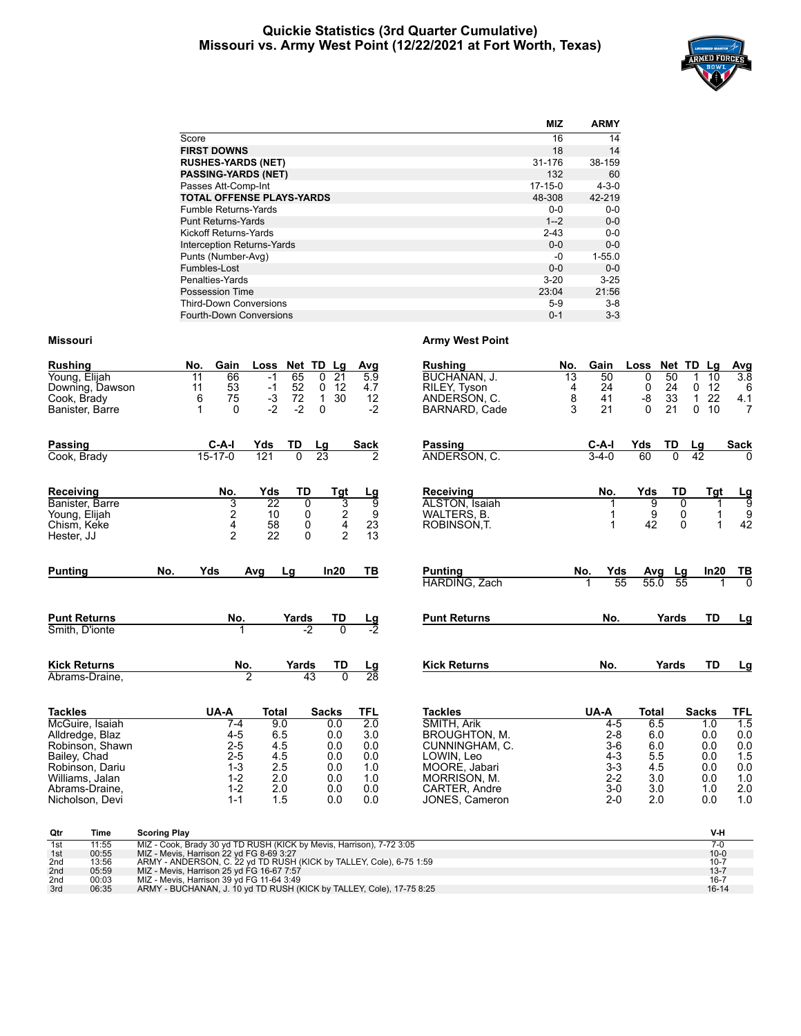# Quickie Statistics (3rd Quarter Cumulative)
## Missouri vs. Army West Point (12/22/2021 at Fort Worth, Texas)

| | MIZ | ARMY |
|---|---|---|
| Score | 16 | 14 |
| **FIRST DOWNS** | 18 | 14 |
| **RUSHES-YARDS (NET)** | 31-176 | 38-159 |
| **PASSING-YARDS (NET)** | 132 | 60 |
| Passes Att-Comp-Int | 17-15-0 | 4-3-0 |
| **TOTAL OFFENSE PLAYS-YARDS** | 48-308 | 42-219 |
| Fumble Returns-Yards | 0-0 | 0-0 |
| Punt Returns-Yards | 1--2 | 0-0 |
| Kickoff Returns-Yards | 2-43 | 0-0 |
| Interception Returns-Yards | 0-0 | 0-0 |
| Punts (Number-Avg) | -0 | 1-55.0 |
| Fumbles-Lost | 0-0 | 0-0 |
| Penalties-Yards | 3-20 | 3-25 |
| Possession Time | 23:04 | 21:56 |
| Third-Down Conversions | 5-9 | 3-8 |
| Fourth-Down Conversions | 0-1 | 3-3 |

### Missouri

| Rushing | No. | Gain | Loss | Net | TD | Lg | Avg |
|---|---|---|---|---|---|---|---|
| Young, Elijah | 11 | 66 | -1 | 65 | 0 | 21 | 5.9 |
| Downing, Dawson | 11 | 53 | -1 | 52 | 0 | 12 | 4.7 |
| Cook, Brady | 6 | 75 | -3 | 72 | 1 | 30 | 12 |
| Banister, Barre | 1 | 0 | -2 | -2 | 0 | | -2 |

| Passing | C-A-I | Yds | TD | Lg | Sack |
|---|---|---|---|---|---|
| Cook, Brady | 15-17-0 | 121 | 0 | 23 | 2 |

| Receiving | No. | Yds | TD | Tgt | Lg |
|---|---|---|---|---|---|
| Banister, Barre | 3 | 22 | 0 | 3 | 9 |
| Young, Elijah | 2 | 10 | 0 | 2 | 9 |
| Chism, Keke | 4 | 58 | 0 | 4 | 23 |
| Hester, JJ | 2 | 22 | 0 | 2 | 13 |

| Punting | No. | Yds | Avg | Lg | In20 | TB |
|---|---|---|---|---|---|---|

| Punt Returns | No. | Yards | TD | Lg |
|---|---|---|---|---|
| Smith, D'ionte | 1 | -2 | 0 | -2 |

| Kick Returns | No. | Yards | TD | Lg |
|---|---|---|---|---|
| Abrams-Draine, | 2 | 43 | 0 | 28 |

| Tackles | UA-A | Total | Sacks | TFL |
|---|---|---|---|---|
| McGuire, Isaiah | 7-4 | 9.0 | 0.0 | 2.0 |
| Alldredge, Blaz | 4-5 | 6.5 | 0.0 | 3.0 |
| Robinson, Shawn | 2-5 | 4.5 | 0.0 | 0.0 |
| Bailey, Chad | 2-5 | 4.5 | 0.0 | 0.0 |
| Robinson, Dariu | 1-3 | 2.5 | 0.0 | 1.0 |
| Williams, Jalan | 1-2 | 2.0 | 0.0 | 1.0 |
| Abrams-Draine, | 1-2 | 2.0 | 0.0 | 0.0 |
| Nicholson, Devi | 1-1 | 1.5 | 0.0 | 0.0 |

### Army West Point

| Rushing | No. | Gain | Loss | Net | TD | Lg | Avg |
|---|---|---|---|---|---|---|---|
| BUCHANAN, J. | 13 | 50 | 0 | 50 | 1 | 10 | 3.8 |
| RILEY, Tyson | 4 | 24 | 0 | 24 | 0 | 12 | 6 |
| ANDERSON, C. | 8 | 41 | -8 | 33 | 1 | 22 | 4.1 |
| BARNARD, Cade | 3 | 21 | 0 | 21 | 0 | 10 | 7 |

| Passing | C-A-I | Yds | TD | Lg | Sack |
|---|---|---|---|---|---|
| ANDERSON, C. | 3-4-0 | 60 | 0 | 42 | 0 |

| Receiving | No. | Yds | TD | Tgt | Lg |
|---|---|---|---|---|---|
| ALSTON, Isaiah | 1 | 9 | 0 | 1 | 9 |
| WALTERS, B. | 1 | 9 | 0 | 1 | 9 |
| ROBINSON,T. | 1 | 42 | 0 | 1 | 42 |

| Punting | No. | Yds | Avg | Lg | In20 | TB |
|---|---|---|---|---|---|---|
| HARDING, Zach | 1 | 55 | 55.0 | 55 | 1 | 0 |

| Punt Returns | No. | Yards | TD | Lg |
|---|---|---|---|---|

| Kick Returns | No. | Yards | TD | Lg |
|---|---|---|---|---|

| Tackles | UA-A | Total | Sacks | TFL |
|---|---|---|---|---|
| SMITH, Arik | 4-5 | 6.5 | 1.0 | 1.5 |
| BROUGHTON, M. | 2-8 | 6.0 | 0.0 | 0.0 |
| CUNNINGHAM, C. | 3-6 | 6.0 | 0.0 | 0.0 |
| LOWIN, Leo | 4-3 | 5.5 | 0.0 | 1.5 |
| MOORE, Jabari | 3-3 | 4.5 | 0.0 | 0.0 |
| MORRISON, M. | 2-2 | 3.0 | 0.0 | 1.0 |
| CARTER, Andre | 3-0 | 3.0 | 1.0 | 2.0 |
| JONES, Cameron | 2-0 | 2.0 | 0.0 | 1.0 |

| Qtr | Time | Scoring Play | V-H |
|---|---|---|---|
| 1st | 11:55 | MIZ - Cook, Brady 30 yd TD RUSH (KICK by Mevis, Harrison), 7-72 3:05 | 7-0 |
| 1st | 00:55 | MIZ - Mevis, Harrison 22 yd FG 8-69 3:27 | 10-0 |
| 2nd | 13:56 | ARMY - ANDERSON, C. 22 yd TD RUSH (KICK by TALLEY, Cole), 6-75 1:59 | 10-7 |
| 2nd | 05:59 | MIZ - Mevis, Harrison 25 yd FG 16-67 7:57 | 13-7 |
| 2nd | 00:03 | MIZ - Mevis, Harrison 39 yd FG 11-64 3:49 | 16-7 |
| 3rd | 06:35 | ARMY - BUCHANAN, J. 10 yd TD RUSH (KICK by TALLEY, Cole), 17-75 8:25 | 16-14 |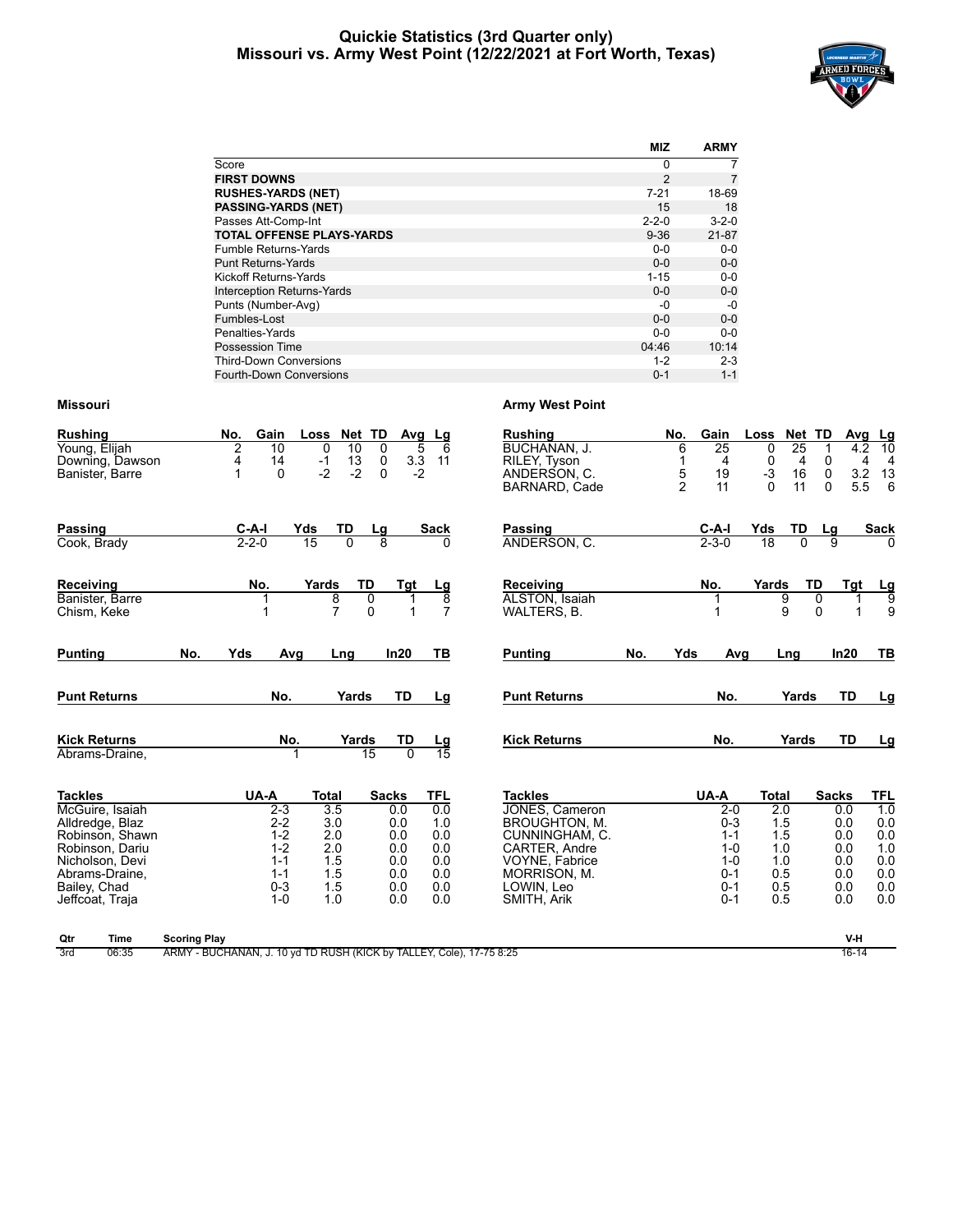# Quickie Statistics (3rd Quarter only)
## Missouri vs. Army West Point (12/22/2021 at Fort Worth, Texas)

| | MIZ | ARMY |
|---|---|---|
| Score | 0 | 7 |
| **FIRST DOWNS** | 2 | 7 |
| **RUSHES-YARDS (NET)** | 7-21 | 18-69 |
| **PASSING-YARDS (NET)** | 15 | 18 |
| Passes Att-Comp-Int | 2-2-0 | 3-2-0 |
| **TOTAL OFFENSE PLAYS-YARDS** | 9-36 | 21-87 |
| Fumble Returns-Yards | 0-0 | 0-0 |
| Punt Returns-Yards | 0-0 | 0-0 |
| Kickoff Returns-Yards | 1-15 | 0-0 |
| Interception Returns-Yards | 0-0 | 0-0 |
| Punts (Number-Avg) | -0 | -0 |
| Fumbles-Lost | 0-0 | 0-0 |
| Penalties-Yards | 0-0 | 0-0 |
| Possession Time | 04:46 | 10:14 |
| Third-Down Conversions | 1-2 | 2-3 |
| Fourth-Down Conversions | 0-1 | 1-1 |

### Missouri

| Rushing | No. | Gain | Loss | Net | TD | Avg | Lg |
|---|---|---|---|---|---|---|---|
| Young, Elijah | 2 | 10 | 0 | 10 | 0 | 5 | 6 |
| Downing, Dawson | 4 | 14 | -1 | 13 | 0 | 3.3 | 11 |
| Banister, Barre | 1 | 0 | -2 | -2 | 0 | -2 | |

| Passing | C-A-I | Yds | TD | Lg | Sack |
|---|---|---|---|---|---|
| Cook, Brady | 2-2-0 | 15 | 0 | 8 | 0 |

| Receiving | No. | Yards | TD | Tgt | Lg |
|---|---|---|---|---|---|
| Banister, Barre | 1 | 8 | 0 | 1 | 8 |
| Chism, Keke | 1 | 7 | 0 | 1 | 7 |

| Punting | No. | Yds | Avg | Lng | In20 | TB |
|---|---|---|---|---|---|---|

| Punt Returns | No. | Yards | TD | Lg |
|---|---|---|---|---|

| Kick Returns | No. | Yards | TD | Lg |
|---|---|---|---|---|
| Abrams-Draine, | 1 | 15 | 0 | 15 |

| Tackles | UA-A | Total | Sacks | TFL |
|---|---|---|---|---|
| McGuire, Isaiah | 2-3 | 3.5 | 0.0 | 0.0 |
| Alldredge, Blaz | 2-2 | 3.0 | 0.0 | 1.0 |
| Robinson, Shawn | 1-2 | 2.0 | 0.0 | 0.0 |
| Robinson, Dariu | 1-2 | 2.0 | 0.0 | 0.0 |
| Nicholson, Devi | 1-1 | 1.5 | 0.0 | 0.0 |
| Abrams-Draine, | 1-1 | 1.5 | 0.0 | 0.0 |
| Bailey, Chad | 0-3 | 1.5 | 0.0 | 0.0 |
| Jeffcoat, Traja | 1-0 | 1.0 | 0.0 | 0.0 |

### Army West Point

| Rushing | No. | Gain | Loss | Net | TD | Avg | Lg |
|---|---|---|---|---|---|---|---|
| BUCHANAN, J. | 6 | 25 | 0 | 25 | 1 | 4.2 | 10 |
| RILEY, Tyson | 1 | 4 | 0 | 4 | 0 | 4 | 4 |
| ANDERSON, C. | 5 | 19 | -3 | 16 | 0 | 3.2 | 13 |
| BARNARD, Cade | 2 | 11 | 0 | 11 | 0 | 5.5 | 6 |

| Passing | C-A-I | Yds | TD | Lg | Sack |
|---|---|---|---|---|---|
| ANDERSON, C. | 2-3-0 | 18 | 0 | 9 | 0 |

| Receiving | No. | Yards | TD | Tgt | Lg |
|---|---|---|---|---|---|
| ALSTON, Isaiah | 1 | 9 | 0 | 1 | 9 |
| WALTERS, B. | 1 | 9 | 0 | 1 | 9 |

| Punting | No. | Yds | Avg | Lng | In20 | TB |
|---|---|---|---|---|---|---|

| Punt Returns | No. | Yards | TD | Lg |
|---|---|---|---|---|

| Kick Returns | No. | Yards | TD | Lg |
|---|---|---|---|---|

| Tackles | UA-A | Total | Sacks | TFL |
|---|---|---|---|---|
| JONES, Cameron | 2-0 | 2.0 | 0.0 | 1.0 |
| BROUGHTON, M. | 0-3 | 1.5 | 0.0 | 0.0 |
| CUNNINGHAM, C. | 1-1 | 1.5 | 0.0 | 0.0 |
| CARTER, Andre | 1-0 | 1.0 | 0.0 | 1.0 |
| VOYNE, Fabrice | 1-0 | 1.0 | 0.0 | 0.0 |
| MORRISON, M. | 0-1 | 0.5 | 0.0 | 0.0 |
| LOWIN, Leo | 0-1 | 0.5 | 0.0 | 0.0 |
| SMITH, Arik | 0-1 | 0.5 | 0.0 | 0.0 |

| Qtr | Time | Scoring Play | V-H |
|---|---|---|---|
| 3rd | 06:35 | ARMY - BUCHANAN, J. 10 yd TD RUSH (KICK by TALLEY, Cole), 17-75 8:25 | 16-14 |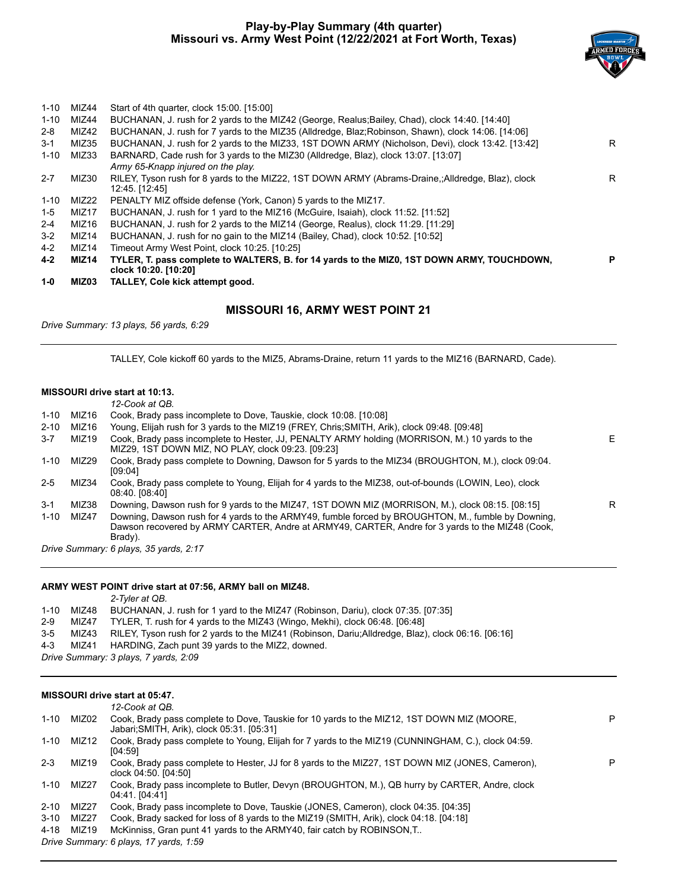## Play-by-Play Summary (4th quarter)
## Missouri vs. Army West Point (12/22/2021 at Fort Worth, Texas)

| | | | |
|---|---|---|---|
| 1-10 | MIZ44 | Start of 4th quarter, clock 15:00. [15:00] | |
| 1-10 | MIZ44 | BUCHANAN, J. rush for 2 yards to the MIZ42 (George, Realus;Bailey, Chad), clock 14:40. [14:40] | |
| 2-8 | MIZ42 | BUCHANAN, J. rush for 7 yards to the MIZ35 (Alldredge, Blaz;Robinson, Shawn), clock 14:06. [14:06] | |
| 3-1 | MIZ35 | BUCHANAN, J. rush for 2 yards to the MIZ33, 1ST DOWN ARMY (Nicholson, Devi), clock 13:42. [13:42] | R |
| 1-10 | MIZ33 | BARNARD, Cade rush for 3 yards to the MIZ30 (Alldredge, Blaz), clock 13:07. [13:07] *Army 65-Knapp injured on the play.* | |
| 2-7 | MIZ30 | RILEY, Tyson rush for 8 yards to the MIZ22, 1ST DOWN ARMY (Abrams-Draine,;Alldredge, Blaz), clock 12:45. [12:45] | R |
| 1-10 | MIZ22 | PENALTY MIZ offside defense (York, Canon) 5 yards to the MIZ17. | |
| 1-5 | MIZ17 | BUCHANAN, J. rush for 1 yard to the MIZ16 (McGuire, Isaiah), clock 11:52. [11:52] | |
| 2-4 | MIZ16 | BUCHANAN, J. rush for 2 yards to the MIZ14 (George, Realus), clock 11:29. [11:29] | |
| 3-2 | MIZ14 | BUCHANAN, J. rush for no gain to the MIZ14 (Bailey, Chad), clock 10:52. [10:52] | |
| 4-2 | MIZ14 | Timeout Army West Point, clock 10:25. [10:25] | |
| **4-2** | **MIZ14** | **TYLER, T. pass complete to WALTERS, B. for 14 yards to the MIZ0, 1ST DOWN ARMY, TOUCHDOWN, clock 10:20. [10:20]** | **P** |
| **1-0** | **MIZ03** | **TALLEY, Cole kick attempt good.** | |

### MISSOURI 16, ARMY WEST POINT 21

*Drive Summary: 13 plays, 56 yards, 6:29*

TALLEY, Cole kickoff 60 yards to the MIZ5, Abrams-Draine, return 11 yards to the MIZ16 (BARNARD, Cade).

**MISSOURI drive start at 10:13.**

| | | | |
|---|---|---|---|
| | | *12-Cook at QB.* | |
| 1-10 | MIZ16 | Cook, Brady pass incomplete to Dove, Tauskie, clock 10:08. [10:08] | |
| 2-10 | MIZ16 | Young, Elijah rush for 3 yards to the MIZ19 (FREY, Chris;SMITH, Arik), clock 09:48. [09:48] | |
| 3-7 | MIZ19 | Cook, Brady pass incomplete to Hester, JJ, PENALTY ARMY holding (MORRISON, M.) 10 yards to the MIZ29, 1ST DOWN MIZ, NO PLAY, clock 09:23. [09:23] | E |
| 1-10 | MIZ29 | Cook, Brady pass complete to Downing, Dawson for 5 yards to the MIZ34 (BROUGHTON, M.), clock 09:04. [09:04] | |
| 2-5 | MIZ34 | Cook, Brady pass complete to Young, Elijah for 4 yards to the MIZ38, out-of-bounds (LOWIN, Leo), clock 08:40. [08:40] | |
| 3-1 | MIZ38 | Downing, Dawson rush for 9 yards to the MIZ47, 1ST DOWN MIZ (MORRISON, M.), clock 08:15. [08:15] | R |
| 1-10 | MIZ47 | Downing, Dawson rush for 4 yards to the ARMY49, fumble forced by BROUGHTON, M., fumble by Downing, Dawson recovered by ARMY CARTER, Andre at ARMY49, CARTER, Andre for 3 yards to the MIZ48 (Cook, Brady). | |

*Drive Summary: 6 plays, 35 yards, 2:17*

**ARMY WEST POINT drive start at 07:56, ARMY ball on MIZ48.**

| | | | |
|---|---|---|---|
| | | *2-Tyler at QB.* | |
| 1-10 | MIZ48 | BUCHANAN, J. rush for 1 yard to the MIZ47 (Robinson, Dariu), clock 07:35. [07:35] | |
| 2-9 | MIZ47 | TYLER, T. rush for 4 yards to the MIZ43 (Wingo, Mekhi), clock 06:48. [06:48] | |
| 3-5 | MIZ43 | RILEY, Tyson rush for 2 yards to the MIZ41 (Robinson, Dariu;Alldredge, Blaz), clock 06:16. [06:16] | |
| 4-3 | MIZ41 | HARDING, Zach punt 39 yards to the MIZ2, downed. | |

*Drive Summary: 3 plays, 7 yards, 2:09*

**MISSOURI drive start at 05:47.**

| | | | |
|---|---|---|---|
| | | *12-Cook at QB.* | |
| 1-10 | MIZ02 | Cook, Brady pass complete to Dove, Tauskie for 10 yards to the MIZ12, 1ST DOWN MIZ (MOORE, Jabari;SMITH, Arik), clock 05:31. [05:31] | P |
| 1-10 | MIZ12 | Cook, Brady pass complete to Young, Elijah for 7 yards to the MIZ19 (CUNNINGHAM, C.), clock 04:59. [04:59] | |
| 2-3 | MIZ19 | Cook, Brady pass complete to Hester, JJ for 8 yards to the MIZ27, 1ST DOWN MIZ (JONES, Cameron), clock 04:50. [04:50] | P |
| 1-10 | MIZ27 | Cook, Brady pass incomplete to Butler, Devyn (BROUGHTON, M.), QB hurry by CARTER, Andre, clock 04:41. [04:41] | |
| 2-10 | MIZ27 | Cook, Brady pass incomplete to Dove, Tauskie (JONES, Cameron), clock 04:35. [04:35] | |
| 3-10 | MIZ27 | Cook, Brady sacked for loss of 8 yards to the MIZ19 (SMITH, Arik), clock 04:18. [04:18] | |
| 4-18 | MIZ19 | McKinniss, Gran punt 41 yards to the ARMY40, fair catch by ROBINSON,T.. | |

*Drive Summary: 6 plays, 17 yards, 1:59*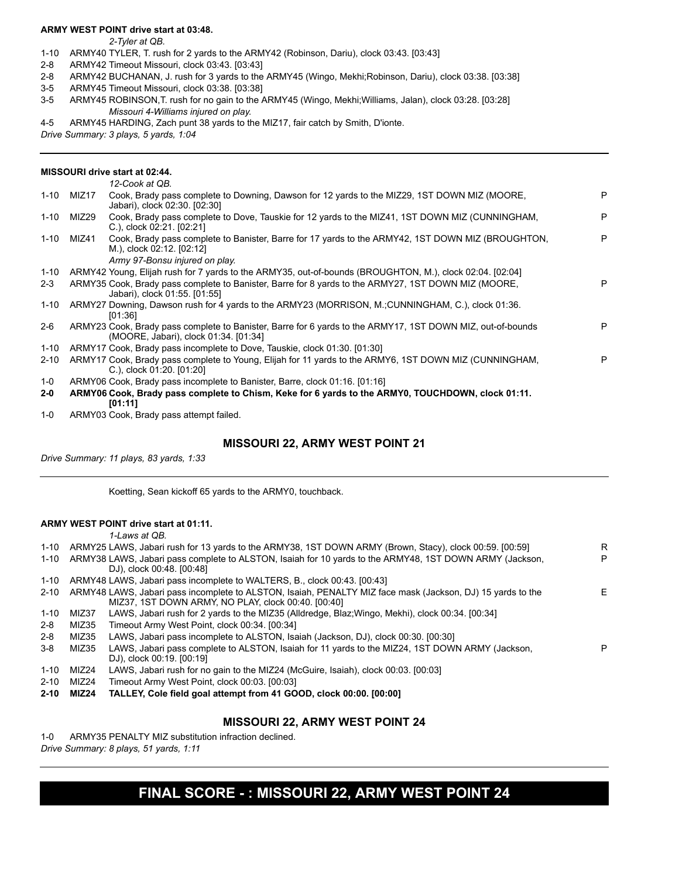**ARMY WEST POINT drive start at 03:48.**

*2-Tyler at QB.*

| | | | |
|---|---|---|---|
| 1-10 | ARMY40 | TYLER, T. rush for 2 yards to the ARMY42 (Robinson, Dariu), clock 03:43. [03:43] | |
| 2-8 | ARMY42 | Timeout Missouri, clock 03:43. [03:43] | |
| 2-8 | ARMY42 | BUCHANAN, J. rush for 3 yards to the ARMY45 (Wingo, Mekhi;Robinson, Dariu), clock 03:38. [03:38] | |
| 3-5 | ARMY45 | Timeout Missouri, clock 03:38. [03:38] | |
| 3-5 | ARMY45 | ROBINSON,T. rush for no gain to the ARMY45 (Wingo, Mekhi;Williams, Jalan), clock 03:28. [03:28] *Missouri 4-Williams injured on play.* | |
| 4-5 | ARMY45 | HARDING, Zach punt 38 yards to the MIZ17, fair catch by Smith, D'ionte. | |

*Drive Summary: 3 plays, 5 yards, 1:04*

---

**MISSOURI drive start at 02:44.**

*12-Cook at QB.*

| | | | |
|---|---|---|---|
| 1-10 | MIZ17 | Cook, Brady pass complete to Downing, Dawson for 12 yards to the MIZ29, 1ST DOWN MIZ (MOORE, Jabari), clock 02:30. [02:30] | P |
| 1-10 | MIZ29 | Cook, Brady pass complete to Dove, Tauskie for 12 yards to the MIZ41, 1ST DOWN MIZ (CUNNINGHAM, C.), clock 02:21. [02:21] | P |
| 1-10 | MIZ41 | Cook, Brady pass complete to Banister, Barre for 17 yards to the ARMY42, 1ST DOWN MIZ (BROUGHTON, M.), clock 02:12. [02:12] *Army 97-Bonsu injured on play.* | P |
| 1-10 | ARMY42 | Young, Elijah rush for 7 yards to the ARMY35, out-of-bounds (BROUGHTON, M.), clock 02:04. [02:04] | |
| 2-3 | ARMY35 | Cook, Brady pass complete to Banister, Barre for 8 yards to the ARMY27, 1ST DOWN MIZ (MOORE, Jabari), clock 01:55. [01:55] | P |
| 1-10 | ARMY27 | Downing, Dawson rush for 4 yards to the ARMY23 (MORRISON, M.;CUNNINGHAM, C.), clock 01:36. [01:36] | |
| 2-6 | ARMY23 | Cook, Brady pass complete to Banister, Barre for 6 yards to the ARMY17, 1ST DOWN MIZ, out-of-bounds (MOORE, Jabari), clock 01:34. [01:34] | P |
| 1-10 | ARMY17 | Cook, Brady pass incomplete to Dove, Tauskie, clock 01:30. [01:30] | |
| 2-10 | ARMY17 | Cook, Brady pass complete to Young, Elijah for 11 yards to the ARMY6, 1ST DOWN MIZ (CUNNINGHAM, C.), clock 01:20. [01:20] | P |
| 1-0 | ARMY06 | Cook, Brady pass incomplete to Banister, Barre, clock 01:16. [01:16] | |
| **2-0** | **ARMY06** | **Cook, Brady pass complete to Chism, Keke for 6 yards to the ARMY0, TOUCHDOWN, clock 01:11. [01:11]** | |
| 1-0 | ARMY03 | Cook, Brady pass attempt failed. | |

### MISSOURI 22, ARMY WEST POINT 21

*Drive Summary: 11 plays, 83 yards, 1:33*

---

Koetting, Sean kickoff 65 yards to the ARMY0, touchback.

**ARMY WEST POINT drive start at 01:11.**

*1-Laws at QB.*

| | | | |
|---|---|---|---|
| 1-10 | ARMY25 | LAWS, Jabari rush for 13 yards to the ARMY38, 1ST DOWN ARMY (Brown, Stacy), clock 00:59. [00:59] | R |
| 1-10 | ARMY38 | LAWS, Jabari pass complete to ALSTON, Isaiah for 10 yards to the ARMY48, 1ST DOWN ARMY (Jackson, DJ), clock 00:48. [00:48] | P |
| 1-10 | ARMY48 | LAWS, Jabari pass incomplete to WALTERS, B., clock 00:43. [00:43] | |
| 2-10 | ARMY48 | LAWS, Jabari pass incomplete to ALSTON, Isaiah, PENALTY MIZ face mask (Jackson, DJ) 15 yards to the MIZ37, 1ST DOWN ARMY, NO PLAY, clock 00:40. [00:40] | E |
| 1-10 | MIZ37 | LAWS, Jabari rush for 2 yards to the MIZ35 (Alldredge, Blaz;Wingo, Mekhi), clock 00:34. [00:34] | |
| 2-8 | MIZ35 | Timeout Army West Point, clock 00:34. [00:34] | |
| 2-8 | MIZ35 | LAWS, Jabari pass incomplete to ALSTON, Isaiah (Jackson, DJ), clock 00:30. [00:30] | |
| 3-8 | MIZ35 | LAWS, Jabari pass complete to ALSTON, Isaiah for 11 yards to the MIZ24, 1ST DOWN ARMY (Jackson, DJ), clock 00:19. [00:19] | P |
| 1-10 | MIZ24 | LAWS, Jabari rush for no gain to the MIZ24 (McGuire, Isaiah), clock 00:03. [00:03] | |
| 2-10 | MIZ24 | Timeout Army West Point, clock 00:03. [00:03] | |
| **2-10** | **MIZ24** | **TALLEY, Cole field goal attempt from 41 GOOD, clock 00:00. [00:00]** | |

### MISSOURI 22, ARMY WEST POINT 24

1-0 ARMY35 PENALTY MIZ substitution infraction declined.

*Drive Summary: 8 plays, 51 yards, 1:11*

---

## FINAL SCORE - : MISSOURI 22, ARMY WEST POINT 24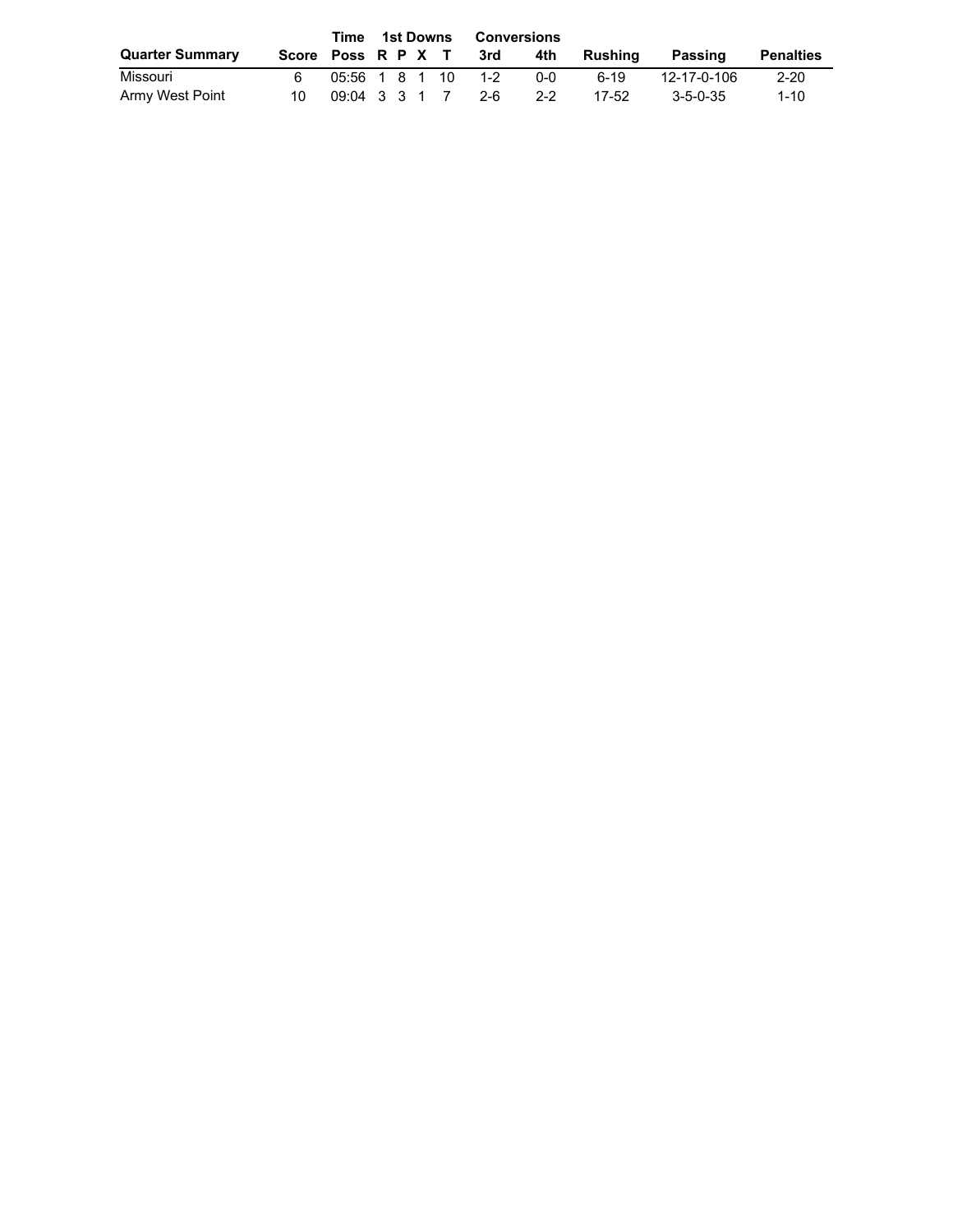| Quarter Summary | Score | Time Poss | 1st Downs R | 1st Downs P | 1st Downs X | 1st Downs T | Conversions 3rd | Conversions 4th | Rushing | Passing | Penalties |
|---|---|---|---|---|---|---|---|---|---|---|---|
| Missouri | 6 | 05:56 | 1 | 8 | 1 | 10 | 1-2 | 0-0 | 6-19 | 12-17-0-106 | 2-20 |
| Army West Point | 10 | 09:04 | 3 | 3 | 1 | 7 | 2-6 | 2-2 | 17-52 | 3-5-0-35 | 1-10 |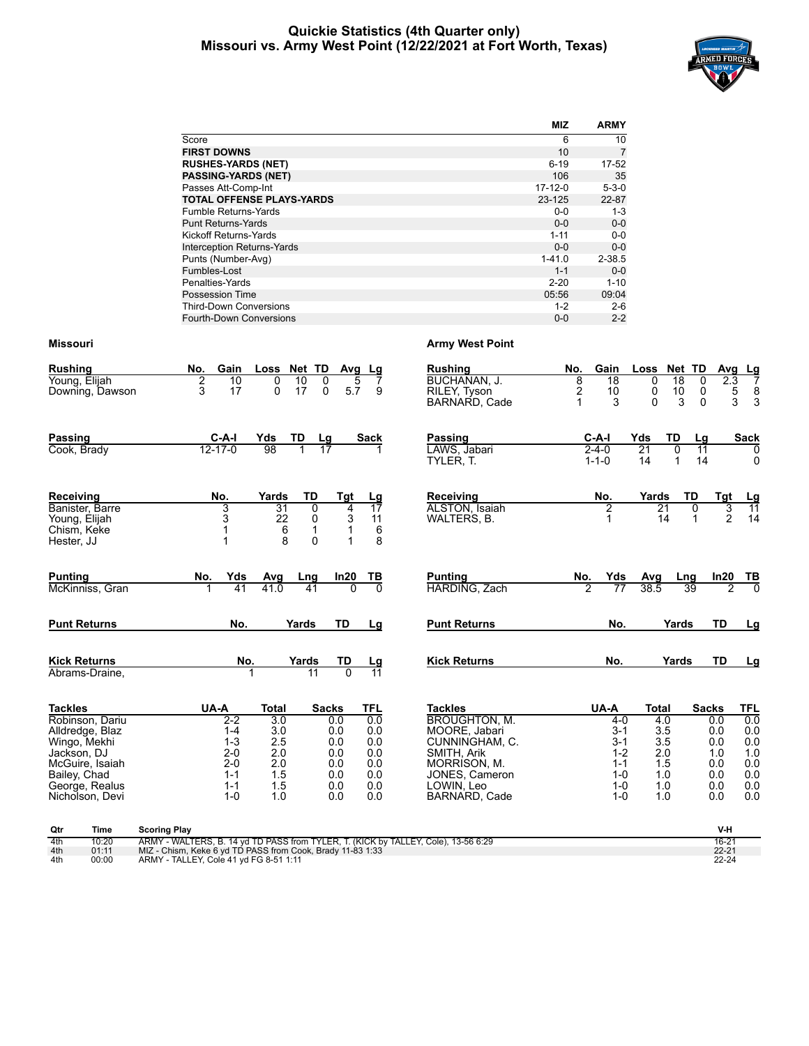# Quickie Statistics (4th Quarter only)
## Missouri vs. Army West Point (12/22/2021 at Fort Worth, Texas)

| | MIZ | ARMY |
|---|---|---|
| Score | 6 | 10 |
| **FIRST DOWNS** | 10 | 7 |
| **RUSHES-YARDS (NET)** | 6-19 | 17-52 |
| **PASSING-YARDS (NET)** | 106 | 35 |
| Passes Att-Comp-Int | 17-12-0 | 5-3-0 |
| **TOTAL OFFENSE PLAYS-YARDS** | 23-125 | 22-87 |
| Fumble Returns-Yards | 0-0 | 1-3 |
| Punt Returns-Yards | 0-0 | 0-0 |
| Kickoff Returns-Yards | 1-11 | 0-0 |
| Interception Returns-Yards | 0-0 | 0-0 |
| Punts (Number-Avg) | 1-41.0 | 2-38.5 |
| Fumbles-Lost | 1-1 | 0-0 |
| Penalties-Yards | 2-20 | 1-10 |
| Possession Time | 05:56 | 09:04 |
| Third-Down Conversions | 1-2 | 2-6 |
| Fourth-Down Conversions | 0-0 | 2-2 |

### Missouri

| Rushing | No. | Gain | Loss | Net | TD | Avg | Lg |
|---|---|---|---|---|---|---|---|
| Young, Elijah | 2 | 10 | 0 | 10 | 0 | 5 | 7 |
| Downing, Dawson | 3 | 17 | 0 | 17 | 0 | 5.7 | 9 |

| Passing | C-A-I | Yds | TD | Lg | Sack |
|---|---|---|---|---|---|
| Cook, Brady | 12-17-0 | 98 | 1 | 17 | 1 |

| Receiving | No. | Yards | TD | Tgt | Lg |
|---|---|---|---|---|---|
| Banister, Barre | 3 | 31 | 0 | 4 | 17 |
| Young, Elijah | 3 | 22 | 0 | 3 | 11 |
| Chism, Keke | 1 | 6 | 1 | 1 | 6 |
| Hester, JJ | 1 | 8 | 0 | 1 | 8 |

| Punting | No. | Yds | Avg | Lng | In20 | TB |
|---|---|---|---|---|---|---|
| McKinniss, Gran | 1 | 41 | 41.0 | 41 | 0 | 0 |

| Punt Returns | No. | Yards | TD | Lg |
|---|---|---|---|---|

| Kick Returns | No. | Yards | TD | Lg |
|---|---|---|---|---|
| Abrams-Draine, | 1 | 11 | 0 | 11 |

| Tackles | UA-A | Total | Sacks | TFL |
|---|---|---|---|---|
| Robinson, Dariu | 2-2 | 3.0 | 0.0 | 0.0 |
| Alldredge, Blaz | 1-4 | 3.0 | 0.0 | 0.0 |
| Wingo, Mekhi | 1-3 | 2.5 | 0.0 | 0.0 |
| Jackson, DJ | 2-0 | 2.0 | 0.0 | 0.0 |
| McGuire, Isaiah | 2-0 | 2.0 | 0.0 | 0.0 |
| Bailey, Chad | 1-1 | 1.5 | 0.0 | 0.0 |
| George, Realus | 1-1 | 1.5 | 0.0 | 0.0 |
| Nicholson, Devi | 1-0 | 1.0 | 0.0 | 0.0 |

### Army West Point

| Rushing | No. | Gain | Loss | Net | TD | Avg | Lg |
|---|---|---|---|---|---|---|---|
| BUCHANAN, J. | 8 | 18 | 0 | 18 | 0 | 2.3 | 7 |
| RILEY, Tyson | 2 | 10 | 0 | 10 | 0 | 5 | 8 |
| BARNARD, Cade | 1 | 3 | 0 | 3 | 0 | 3 | 3 |

| Passing | C-A-I | Yds | TD | Lg | Sack |
|---|---|---|---|---|---|
| LAWS, Jabari | 2-4-0 | 21 | 0 | 11 | 0 |
| TYLER, T. | 1-1-0 | 14 | 1 | 14 | 0 |

| Receiving | No. | Yards | TD | Tgt | Lg |
|---|---|---|---|---|---|
| ALSTON, Isaiah | 2 | 21 | 0 | 3 | 11 |
| WALTERS, B. | 1 | 14 | 1 | 2 | 14 |

| Punting | No. | Yds | Avg | Lng | In20 | TB |
|---|---|---|---|---|---|---|
| HARDING, Zach | 2 | 77 | 38.5 | 39 | 2 | 0 |

| Punt Returns | No. | Yards | TD | Lg |
|---|---|---|---|---|

| Kick Returns | No. | Yards | TD | Lg |
|---|---|---|---|---|

| Tackles | UA-A | Total | Sacks | TFL |
|---|---|---|---|---|
| BROUGHTON, M. | 4-0 | 4.0 | 0.0 | 0.0 |
| MOORE, Jabari | 3-1 | 3.5 | 0.0 | 0.0 |
| CUNNINGHAM, C. | 3-1 | 3.5 | 0.0 | 0.0 |
| SMITH, Arik | 1-2 | 2.0 | 1.0 | 1.0 |
| MORRISON, M. | 1-1 | 1.5 | 0.0 | 0.0 |
| JONES, Cameron | 1-0 | 1.0 | 0.0 | 0.0 |
| LOWIN, Leo | 1-0 | 1.0 | 0.0 | 0.0 |
| BARNARD, Cade | 1-0 | 1.0 | 0.0 | 0.0 |

| Qtr | Time | Scoring Play | V-H |
|---|---|---|---|
| 4th | 10:20 | ARMY - WALTERS, B. 14 yd TD PASS from TYLER, T. (KICK by TALLEY, Cole), 13-56 6:29 | 16-21 |
| 4th | 01:11 | MIZ - Chism, Keke 6 yd TD PASS from Cook, Brady 11-83 1:33 | 22-21 |
| 4th | 00:00 | ARMY - TALLEY, Cole 41 yd FG 8-51 1:11 | 22-24 |